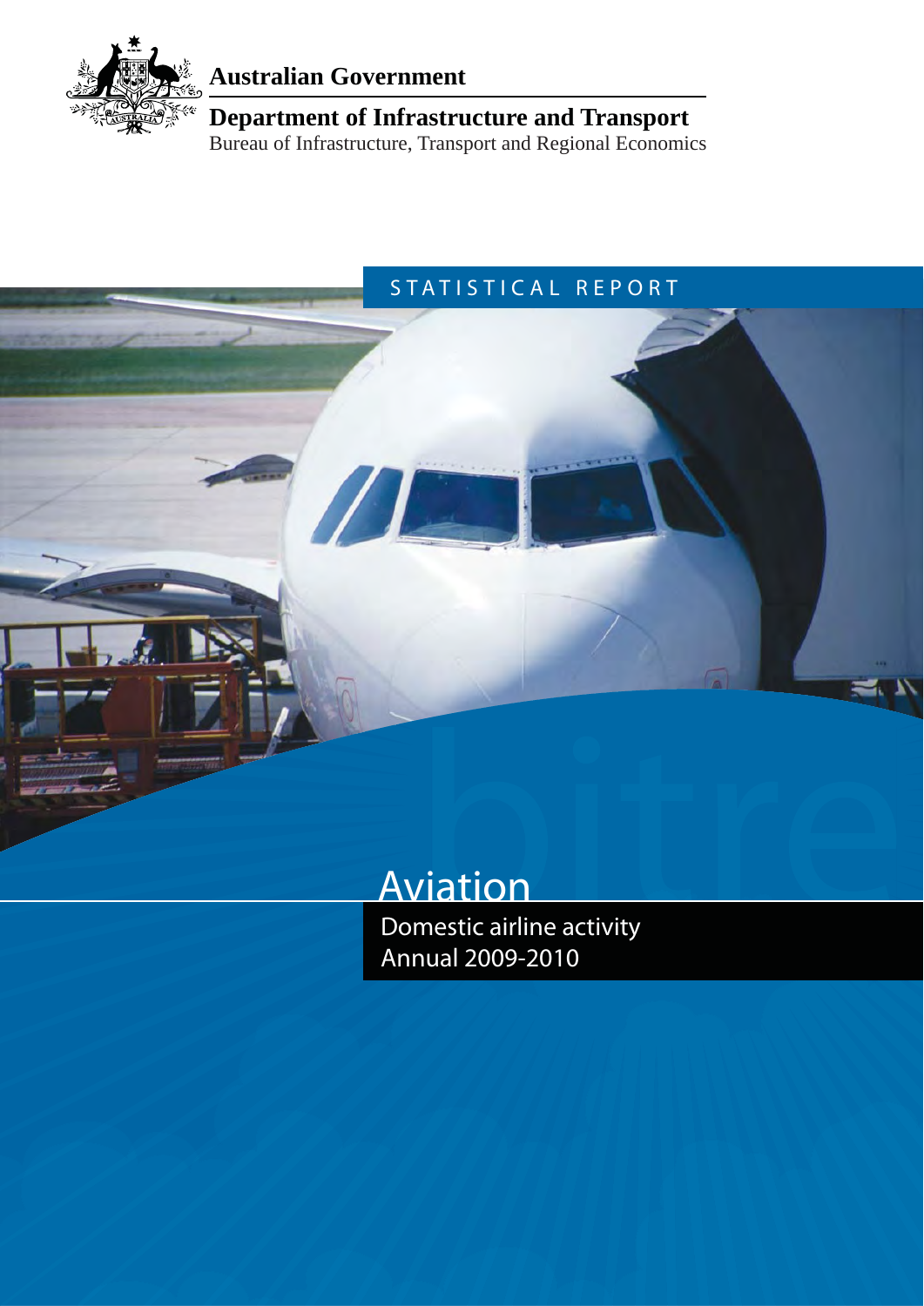**Australian Government**

**Department of Infrastructure and Transport**

Bureau of Infrastructure, Transport and Regional Economics

STATISTICAL REPORT

# Aviation

## Domestic airline activity
## Annual 2009-2010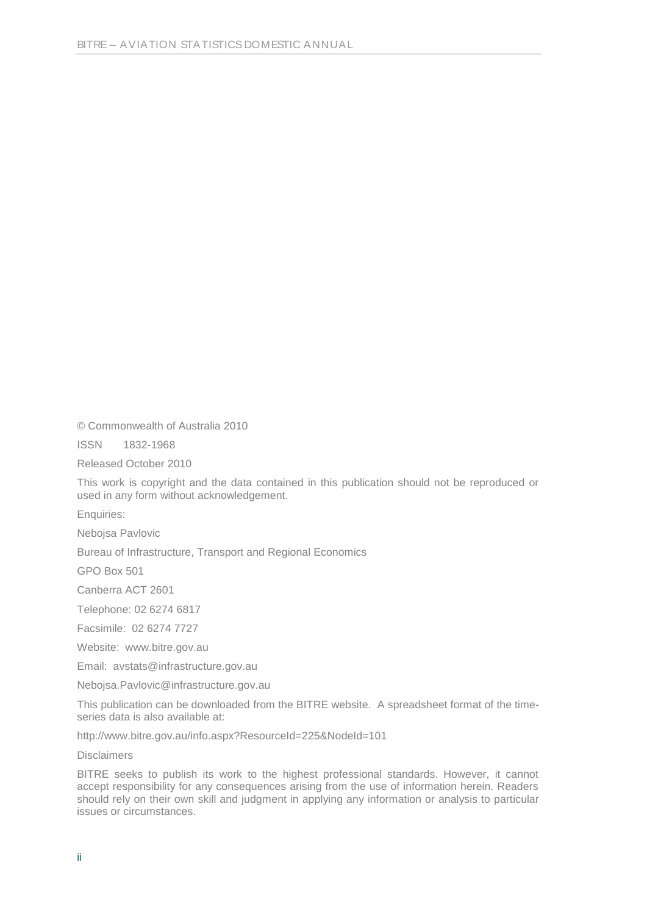© Commonwealth of Australia 2010

ISSN 1832-1968

Released October 2010

This work is copyright and the data contained in this publication should not be reproduced or used in any form without acknowledgement.

Enquiries:

Nebojsa Pavlovic

Bureau of Infrastructure, Transport and Regional Economics

GPO Box 501

Canberra ACT 2601

Telephone: 02 6274 6817

Facsimile: 02 6274 7727

Website: www.bitre.gov.au

Email: avstats@infrastructure.gov.au

Nebojsa.Pavlovic@infrastructure.gov.au

This publication can be downloaded from the BITRE website. A spreadsheet format of the time-series data is also available at:

http://www.bitre.gov.au/info.aspx?ResourceId=225&NodeId=101

Disclaimers

BITRE seeks to publish its work to the highest professional standards. However, it cannot accept responsibility for any consequences arising from the use of information herein. Readers should rely on their own skill and judgment in applying any information or analysis to particular issues or circumstances.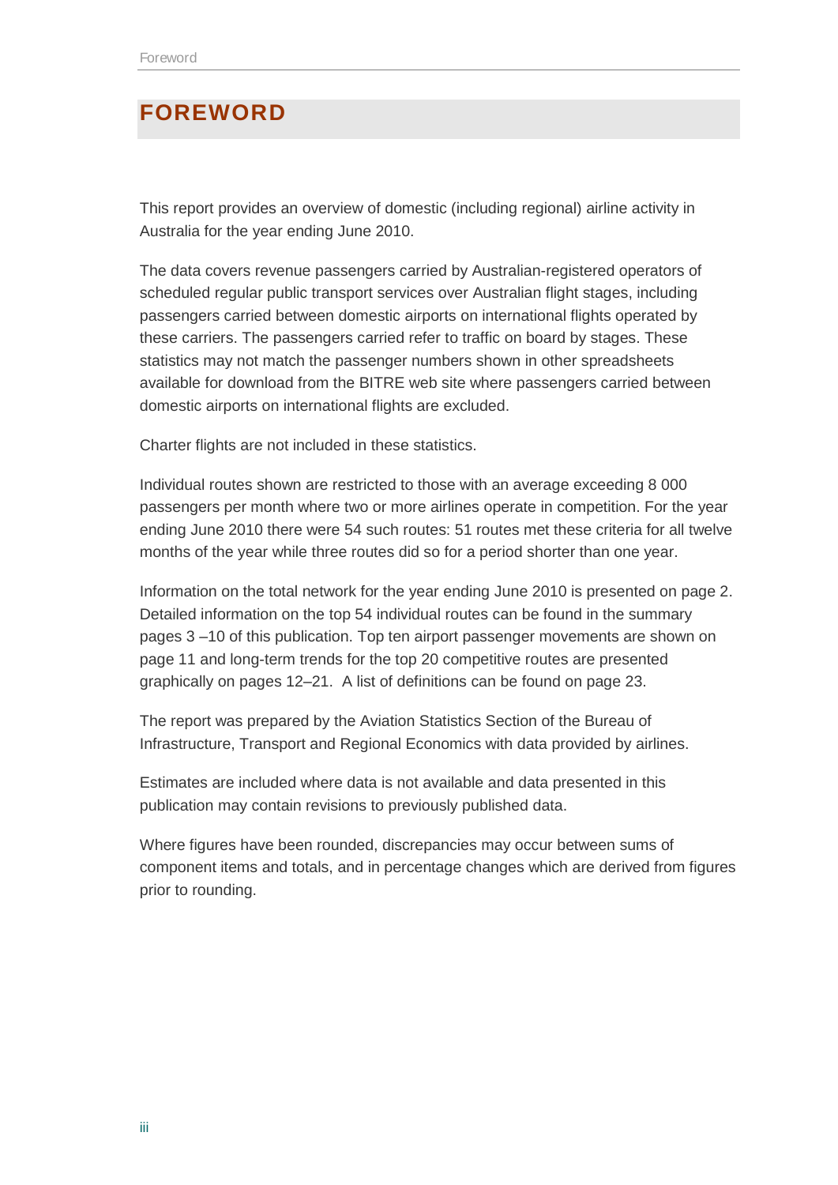# FOREWORD

This report provides an overview of domestic (including regional) airline activity in Australia for the year ending June 2010.

The data covers revenue passengers carried by Australian-registered operators of scheduled regular public transport services over Australian flight stages, including passengers carried between domestic airports on international flights operated by these carriers. The passengers carried refer to traffic on board by stages. These statistics may not match the passenger numbers shown in other spreadsheets available for download from the BITRE web site where passengers carried between domestic airports on international flights are excluded.

Charter flights are not included in these statistics.

Individual routes shown are restricted to those with an average exceeding 8 000 passengers per month where two or more airlines operate in competition. For the year ending June 2010 there were 54 such routes: 51 routes met these criteria for all twelve months of the year while three routes did so for a period shorter than one year.

Information on the total network for the year ending June 2010 is presented on page 2. Detailed information on the top 54 individual routes can be found in the summary pages 3 –10 of this publication. Top ten airport passenger movements are shown on page 11 and long-term trends for the top 20 competitive routes are presented graphically on pages 12–21. A list of definitions can be found on page 23.

The report was prepared by the Aviation Statistics Section of the Bureau of Infrastructure, Transport and Regional Economics with data provided by airlines.

Estimates are included where data is not available and data presented in this publication may contain revisions to previously published data.

Where figures have been rounded, discrepancies may occur between sums of component items and totals, and in percentage changes which are derived from figures prior to rounding.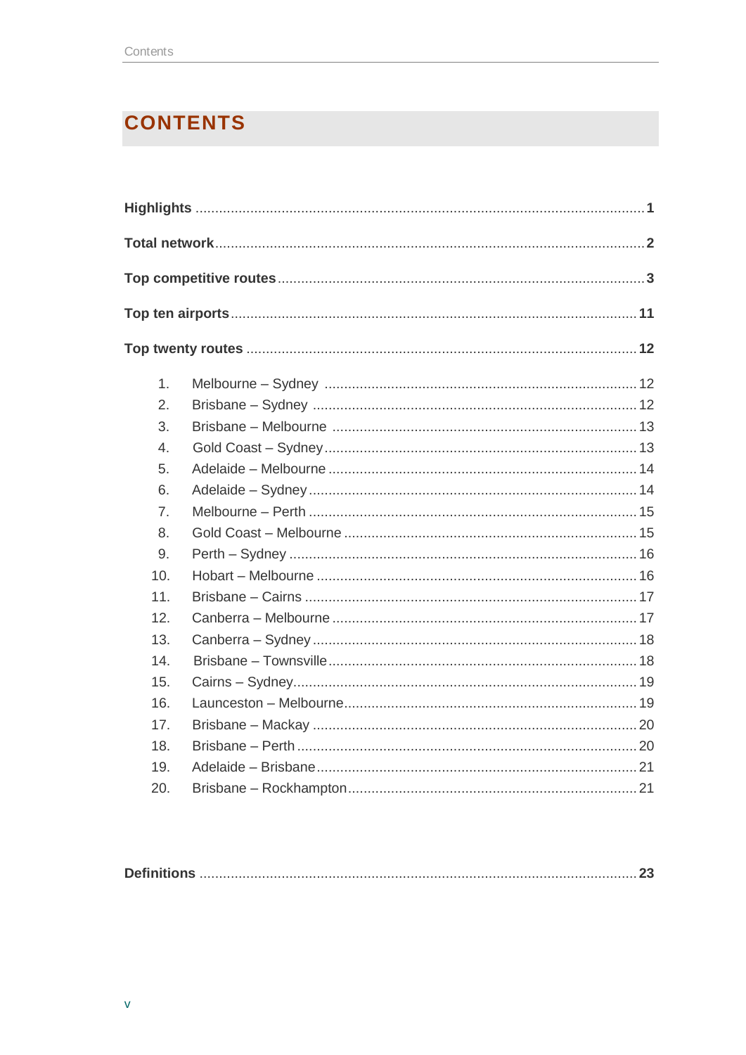# CONTENTS

**Highlights** ..... **1**

**Total network** ..... **2**

**Top competitive routes** ..... **3**

**Top ten airports** ..... **11**

**Top twenty routes** ..... **12**

1. Melbourne – Sydney ..... 12
2. Brisbane – Sydney ..... 12
3. Brisbane – Melbourne ..... 13
4. Gold Coast – Sydney ..... 13
5. Adelaide – Melbourne ..... 14
6. Adelaide – Sydney ..... 14
7. Melbourne – Perth ..... 15
8. Gold Coast – Melbourne ..... 15
9. Perth – Sydney ..... 16
10. Hobart – Melbourne ..... 16
11. Brisbane – Cairns ..... 17
12. Canberra – Melbourne ..... 17
13. Canberra – Sydney ..... 18
14. Brisbane – Townsville ..... 18
15. Cairns – Sydney ..... 19
16. Launceston – Melbourne ..... 19
17. Brisbane – Mackay ..... 20
18. Brisbane – Perth ..... 20
19. Adelaide – Brisbane ..... 21
20. Brisbane – Rockhampton ..... 21

**Definitions** ..... **23**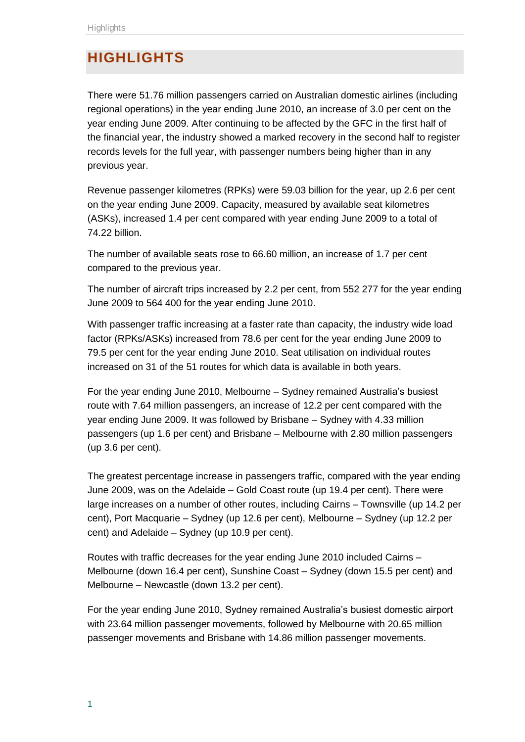# HIGHLIGHTS

There were 51.76 million passengers carried on Australian domestic airlines (including regional operations) in the year ending June 2010, an increase of 3.0 per cent on the year ending June 2009. After continuing to be affected by the GFC in the first half of the financial year, the industry showed a marked recovery in the second half to register records levels for the full year, with passenger numbers being higher than in any previous year.

Revenue passenger kilometres (RPKs) were 59.03 billion for the year, up 2.6 per cent on the year ending June 2009. Capacity, measured by available seat kilometres (ASKs), increased 1.4 per cent compared with year ending June 2009 to a total of 74.22 billion.

The number of available seats rose to 66.60 million, an increase of 1.7 per cent compared to the previous year.

The number of aircraft trips increased by 2.2 per cent, from 552 277 for the year ending June 2009 to 564 400 for the year ending June 2010.

With passenger traffic increasing at a faster rate than capacity, the industry wide load factor (RPKs/ASKs) increased from 78.6 per cent for the year ending June 2009 to 79.5 per cent for the year ending June 2010. Seat utilisation on individual routes increased on 31 of the 51 routes for which data is available in both years.

For the year ending June 2010, Melbourne – Sydney remained Australia's busiest route with 7.64 million passengers, an increase of 12.2 per cent compared with the year ending June 2009. It was followed by Brisbane – Sydney with 4.33 million passengers (up 1.6 per cent) and Brisbane – Melbourne with 2.80 million passengers (up 3.6 per cent).

The greatest percentage increase in passengers traffic, compared with the year ending June 2009, was on the Adelaide – Gold Coast route (up 19.4 per cent). There were large increases on a number of other routes, including Cairns – Townsville (up 14.2 per cent), Port Macquarie – Sydney (up 12.6 per cent), Melbourne – Sydney (up 12.2 per cent) and Adelaide – Sydney (up 10.9 per cent).

Routes with traffic decreases for the year ending June 2010 included Cairns – Melbourne (down 16.4 per cent), Sunshine Coast – Sydney (down 15.5 per cent) and Melbourne – Newcastle (down 13.2 per cent).

For the year ending June 2010, Sydney remained Australia's busiest domestic airport with 23.64 million passenger movements, followed by Melbourne with 20.65 million passenger movements and Brisbane with 14.86 million passenger movements.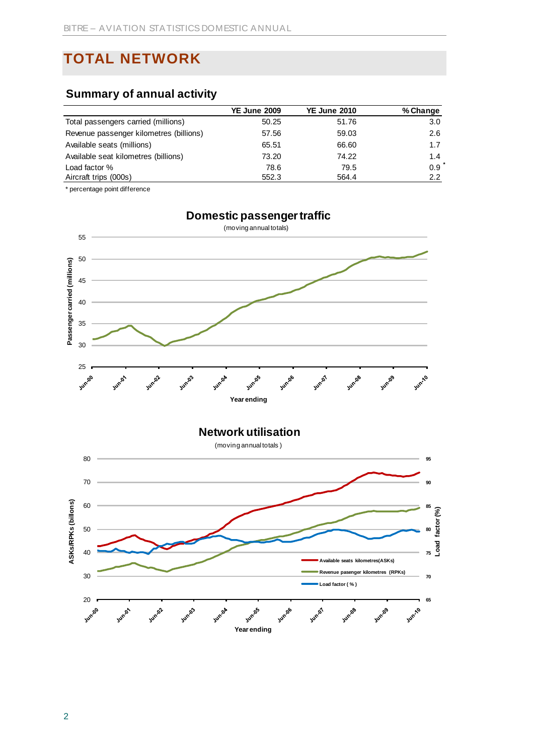# TOTAL NETWORK

## Summary of annual activity

| | YE June 2009 | YE June 2010 | % Change |
|---|---|---|---|
| Total passengers carried (millions) | 50.25 | 51.76 | 3.0 |
| Revenue passenger kilometres (billions) | 57.56 | 59.03 | 2.6 |
| Available seats (millions) | 65.51 | 66.60 | 1.7 |
| Available seat kilometres (billions) | 73.20 | 74.22 | 1.4 |
| Load factor % | 78.6 | 79.5 | 0.9 * |
| Aircraft trips (000s) | 552.3 | 564.4 | 2.2 |

\* percentage point difference

**Domestic passenger traffic**

(moving annual totals)

Passenger carried (millions)

55
50
45
40
35
30
25

Jun-00 Jun-01 Jun-02 Jun-03 Jun-04 Jun-05 Jun-06 Jun-07 Jun-08 Jun-09 Jun-10

Year ending

**Network utilisation**

(moving annual totals )

ASKs/RPKs (billions)

80
70
60
50
40
30
20

Load factor (%)

95
90
85
80
75
70
65

Available seats kilometres(ASKs)

Revenue pasenger kilometres (RPKs)

Load factor ( % )

Jun-00 Jun-01 Jun-02 Jun-03 Jun-04 Jun-05 Jun-06 Jun-07 Jun-08 Jun-09 Jun-10

Year ending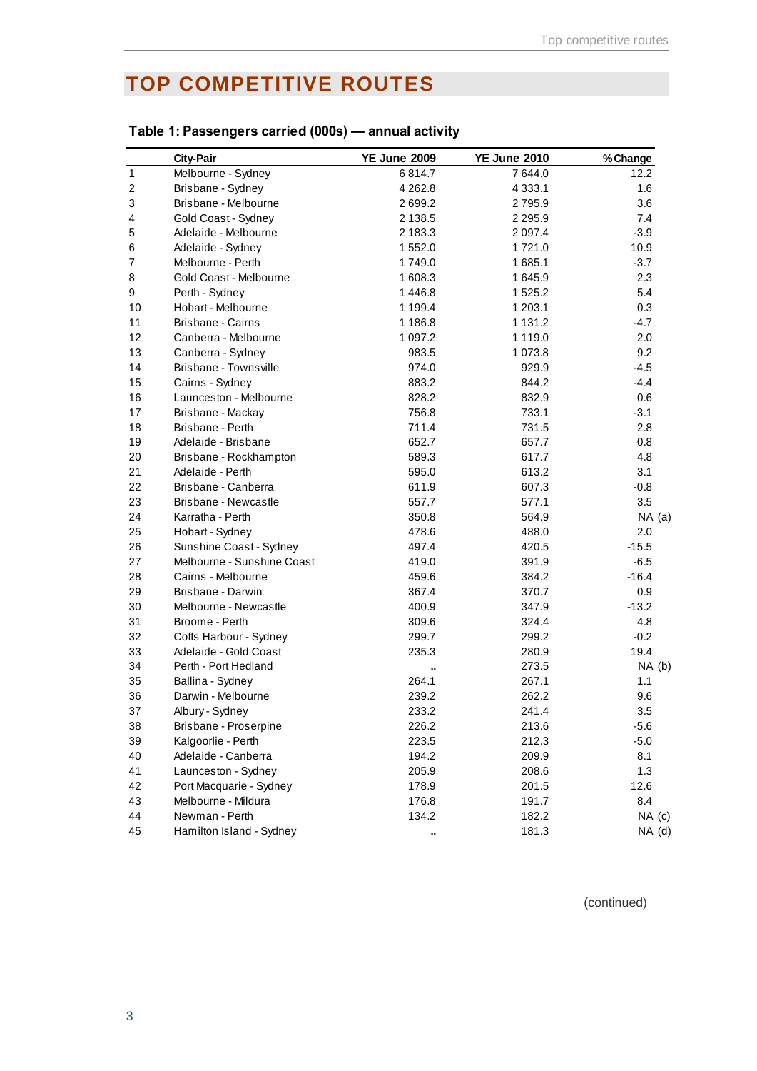# TOP COMPETITIVE ROUTES

**Table 1: Passengers carried (000s) — annual activity**

| | City-Pair | YE June 2009 | YE June 2010 | % Change |
|---|---|---|---|---|
| 1 | Melbourne - Sydney | 6 814.7 | 7 644.0 | 12.2 |
| 2 | Brisbane - Sydney | 4 262.8 | 4 333.1 | 1.6 |
| 3 | Brisbane - Melbourne | 2 699.2 | 2 795.9 | 3.6 |
| 4 | Gold Coast - Sydney | 2 138.5 | 2 295.9 | 7.4 |
| 5 | Adelaide - Melbourne | 2 183.3 | 2 097.4 | -3.9 |
| 6 | Adelaide - Sydney | 1 552.0 | 1 721.0 | 10.9 |
| 7 | Melbourne - Perth | 1 749.0 | 1 685.1 | -3.7 |
| 8 | Gold Coast - Melbourne | 1 608.3 | 1 645.9 | 2.3 |
| 9 | Perth - Sydney | 1 446.8 | 1 525.2 | 5.4 |
| 10 | Hobart - Melbourne | 1 199.4 | 1 203.1 | 0.3 |
| 11 | Brisbane - Cairns | 1 186.8 | 1 131.2 | -4.7 |
| 12 | Canberra - Melbourne | 1 097.2 | 1 119.0 | 2.0 |
| 13 | Canberra - Sydney | 983.5 | 1 073.8 | 9.2 |
| 14 | Brisbane - Townsville | 974.0 | 929.9 | -4.5 |
| 15 | Cairns - Sydney | 883.2 | 844.2 | -4.4 |
| 16 | Launceston - Melbourne | 828.2 | 832.9 | 0.6 |
| 17 | Brisbane - Mackay | 756.8 | 733.1 | -3.1 |
| 18 | Brisbane - Perth | 711.4 | 731.5 | 2.8 |
| 19 | Adelaide - Brisbane | 652.7 | 657.7 | 0.8 |
| 20 | Brisbane - Rockhampton | 589.3 | 617.7 | 4.8 |
| 21 | Adelaide - Perth | 595.0 | 613.2 | 3.1 |
| 22 | Brisbane - Canberra | 611.9 | 607.3 | -0.8 |
| 23 | Brisbane - Newcastle | 557.7 | 577.1 | 3.5 |
| 24 | Karratha - Perth | 350.8 | 564.9 | NA (a) |
| 25 | Hobart - Sydney | 478.6 | 488.0 | 2.0 |
| 26 | Sunshine Coast - Sydney | 497.4 | 420.5 | -15.5 |
| 27 | Melbourne - Sunshine Coast | 419.0 | 391.9 | -6.5 |
| 28 | Cairns - Melbourne | 459.6 | 384.2 | -16.4 |
| 29 | Brisbane - Darwin | 367.4 | 370.7 | 0.9 |
| 30 | Melbourne - Newcastle | 400.9 | 347.9 | -13.2 |
| 31 | Broome - Perth | 309.6 | 324.4 | 4.8 |
| 32 | Coffs Harbour - Sydney | 299.7 | 299.2 | -0.2 |
| 33 | Adelaide - Gold Coast | 235.3 | 280.9 | 19.4 |
| 34 | Perth - Port Hedland | .. | 273.5 | NA (b) |
| 35 | Ballina - Sydney | 264.1 | 267.1 | 1.1 |
| 36 | Darwin - Melbourne | 239.2 | 262.2 | 9.6 |
| 37 | Albury - Sydney | 233.2 | 241.4 | 3.5 |
| 38 | Brisbane - Proserpine | 226.2 | 213.6 | -5.6 |
| 39 | Kalgoorlie - Perth | 223.5 | 212.3 | -5.0 |
| 40 | Adelaide - Canberra | 194.2 | 209.9 | 8.1 |
| 41 | Launceston - Sydney | 205.9 | 208.6 | 1.3 |
| 42 | Port Macquarie - Sydney | 178.9 | 201.5 | 12.6 |
| 43 | Melbourne - Mildura | 176.8 | 191.7 | 8.4 |
| 44 | Newman - Perth | 134.2 | 182.2 | NA (c) |
| 45 | Hamilton Island - Sydney | .. | 181.3 | NA (d) |

(continued)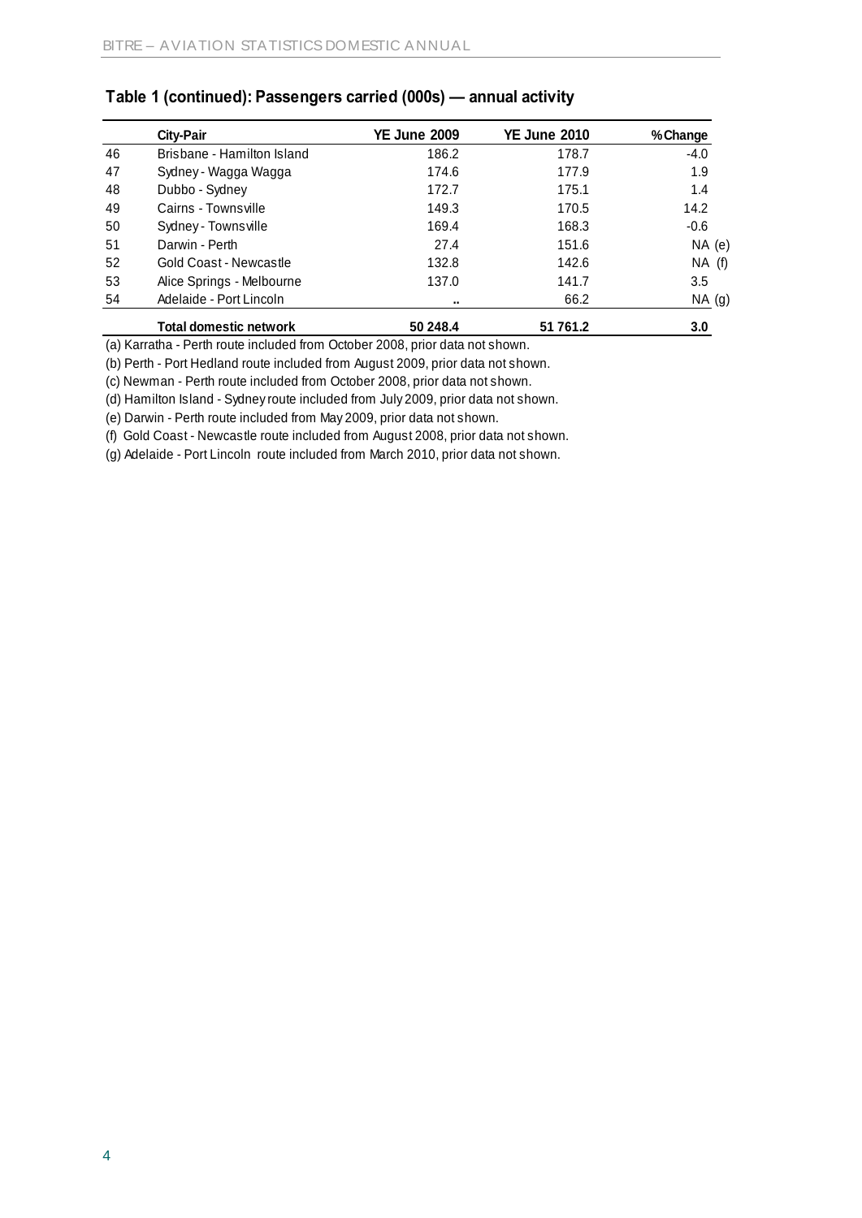## Table 1 (continued): Passengers carried (000s) — annual activity

| | City-Pair | YE June 2009 | YE June 2010 | %Change |
|---|---|---|---|---|
| 46 | Brisbane - Hamilton Island | 186.2 | 178.7 | -4.0 |
| 47 | Sydney - Wagga Wagga | 174.6 | 177.9 | 1.9 |
| 48 | Dubbo - Sydney | 172.7 | 175.1 | 1.4 |
| 49 | Cairns - Townsville | 149.3 | 170.5 | 14.2 |
| 50 | Sydney - Townsville | 169.4 | 168.3 | -0.6 |
| 51 | Darwin - Perth | 27.4 | 151.6 | NA (e) |
| 52 | Gold Coast - Newcastle | 132.8 | 142.6 | NA (f) |
| 53 | Alice Springs - Melbourne | 137.0 | 141.7 | 3.5 |
| 54 | Adelaide - Port Lincoln | .. | 66.2 | NA (g) |
| | **Total domestic network** | **50 248.4** | **51 761.2** | **3.0** |

(a) Karratha - Perth route included from October 2008, prior data not shown.

(b) Perth - Port Hedland route included from August 2009, prior data not shown.

(c) Newman - Perth route included from October 2008, prior data not shown.

(d) Hamilton Island - Sydney route included from July 2009, prior data not shown.

(e) Darwin - Perth route included from May 2009, prior data not shown.

(f) Gold Coast - Newcastle route included from August 2008, prior data not shown.

(g) Adelaide - Port Lincoln route included from March 2010, prior data not shown.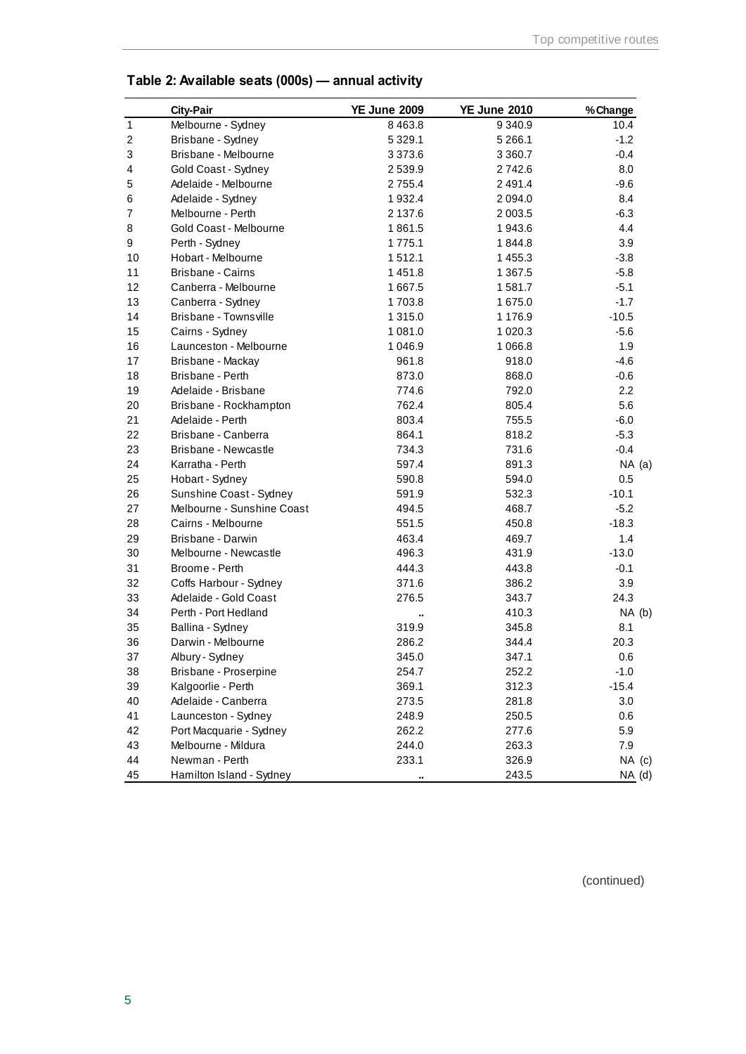## Table 2: Available seats (000s) — annual activity

| | City-Pair | YE June 2009 | YE June 2010 | %Change |
|---|---|---|---|---|
| 1 | Melbourne - Sydney | 8 463.8 | 9 340.9 | 10.4 |
| 2 | Brisbane - Sydney | 5 329.1 | 5 266.1 | -1.2 |
| 3 | Brisbane - Melbourne | 3 373.6 | 3 360.7 | -0.4 |
| 4 | Gold Coast - Sydney | 2 539.9 | 2 742.6 | 8.0 |
| 5 | Adelaide - Melbourne | 2 755.4 | 2 491.4 | -9.6 |
| 6 | Adelaide - Sydney | 1 932.4 | 2 094.0 | 8.4 |
| 7 | Melbourne - Perth | 2 137.6 | 2 003.5 | -6.3 |
| 8 | Gold Coast - Melbourne | 1 861.5 | 1 943.6 | 4.4 |
| 9 | Perth - Sydney | 1 775.1 | 1 844.8 | 3.9 |
| 10 | Hobart - Melbourne | 1 512.1 | 1 455.3 | -3.8 |
| 11 | Brisbane - Cairns | 1 451.8 | 1 367.5 | -5.8 |
| 12 | Canberra - Melbourne | 1 667.5 | 1 581.7 | -5.1 |
| 13 | Canberra - Sydney | 1 703.8 | 1 675.0 | -1.7 |
| 14 | Brisbane - Townsville | 1 315.0 | 1 176.9 | -10.5 |
| 15 | Cairns - Sydney | 1 081.0 | 1 020.3 | -5.6 |
| 16 | Launceston - Melbourne | 1 046.9 | 1 066.8 | 1.9 |
| 17 | Brisbane - Mackay | 961.8 | 918.0 | -4.6 |
| 18 | Brisbane - Perth | 873.0 | 868.0 | -0.6 |
| 19 | Adelaide - Brisbane | 774.6 | 792.0 | 2.2 |
| 20 | Brisbane - Rockhampton | 762.4 | 805.4 | 5.6 |
| 21 | Adelaide - Perth | 803.4 | 755.5 | -6.0 |
| 22 | Brisbane - Canberra | 864.1 | 818.2 | -5.3 |
| 23 | Brisbane - Newcastle | 734.3 | 731.6 | -0.4 |
| 24 | Karratha - Perth | 597.4 | 891.3 | NA (a) |
| 25 | Hobart - Sydney | 590.8 | 594.0 | 0.5 |
| 26 | Sunshine Coast - Sydney | 591.9 | 532.3 | -10.1 |
| 27 | Melbourne - Sunshine Coast | 494.5 | 468.7 | -5.2 |
| 28 | Cairns - Melbourne | 551.5 | 450.8 | -18.3 |
| 29 | Brisbane - Darwin | 463.4 | 469.7 | 1.4 |
| 30 | Melbourne - Newcastle | 496.3 | 431.9 | -13.0 |
| 31 | Broome - Perth | 444.3 | 443.8 | -0.1 |
| 32 | Coffs Harbour - Sydney | 371.6 | 386.2 | 3.9 |
| 33 | Adelaide - Gold Coast | 276.5 | 343.7 | 24.3 |
| 34 | Perth - Port Hedland | .. | 410.3 | NA (b) |
| 35 | Ballina - Sydney | 319.9 | 345.8 | 8.1 |
| 36 | Darwin - Melbourne | 286.2 | 344.4 | 20.3 |
| 37 | Albury - Sydney | 345.0 | 347.1 | 0.6 |
| 38 | Brisbane - Proserpine | 254.7 | 252.2 | -1.0 |
| 39 | Kalgoorlie - Perth | 369.1 | 312.3 | -15.4 |
| 40 | Adelaide - Canberra | 273.5 | 281.8 | 3.0 |
| 41 | Launceston - Sydney | 248.9 | 250.5 | 0.6 |
| 42 | Port Macquarie - Sydney | 262.2 | 277.6 | 5.9 |
| 43 | Melbourne - Mildura | 244.0 | 263.3 | 7.9 |
| 44 | Newman - Perth | 233.1 | 326.9 | NA (c) |
| 45 | Hamilton Island - Sydney | .. | 243.5 | NA (d) |

(continued)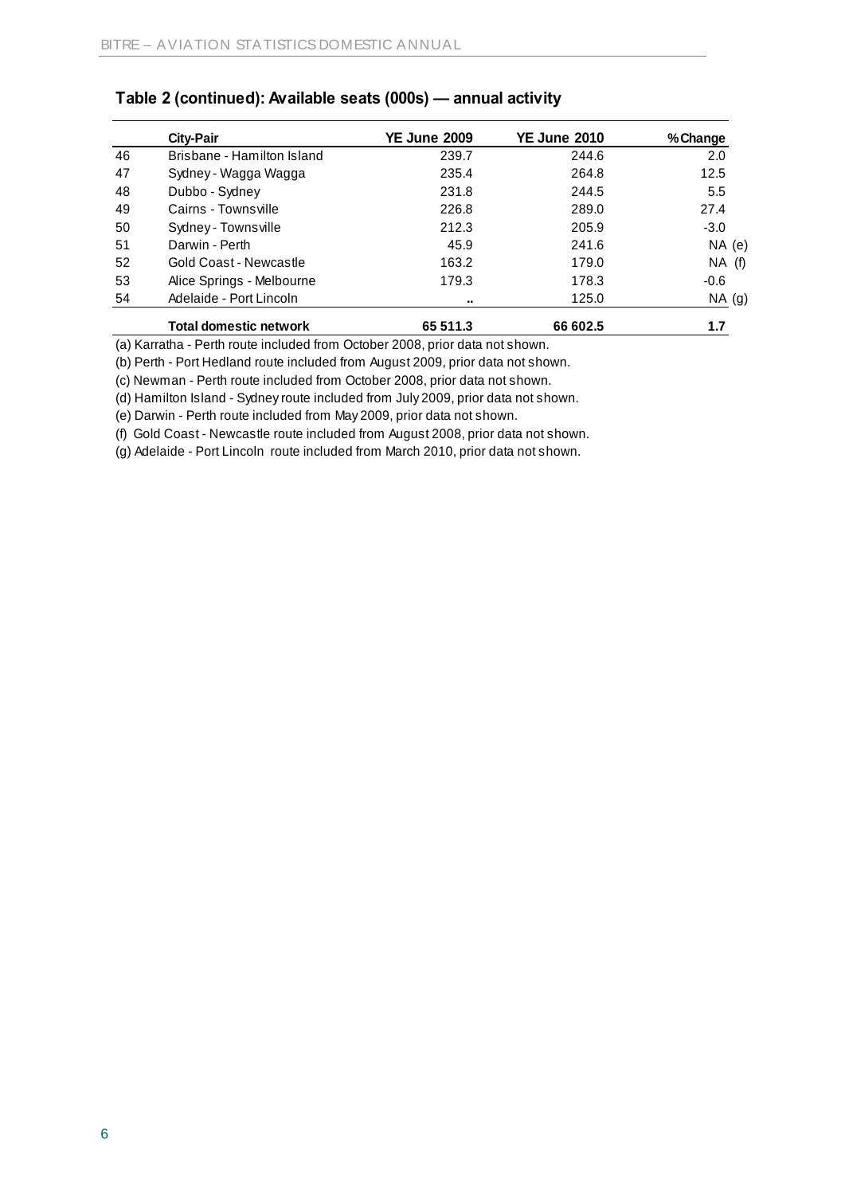## Table 2 (continued): Available seats (000s) — annual activity

| | City-Pair | YE June 2009 | YE June 2010 | % Change |
|---|---|---|---|---|
| 46 | Brisbane - Hamilton Island | 239.7 | 244.6 | 2.0 |
| 47 | Sydney - Wagga Wagga | 235.4 | 264.8 | 12.5 |
| 48 | Dubbo - Sydney | 231.8 | 244.5 | 5.5 |
| 49 | Cairns - Townsville | 226.8 | 289.0 | 27.4 |
| 50 | Sydney - Townsville | 212.3 | 205.9 | -3.0 |
| 51 | Darwin - Perth | 45.9 | 241.6 | NA (e) |
| 52 | Gold Coast - Newcastle | 163.2 | 179.0 | NA (f) |
| 53 | Alice Springs - Melbourne | 179.3 | 178.3 | -0.6 |
| 54 | Adelaide - Port Lincoln | .. | 125.0 | NA (g) |
| | **Total domestic network** | **65 511.3** | **66 602.5** | **1.7** |

(a) Karratha - Perth route included from October 2008, prior data not shown.

(b) Perth - Port Hedland route included from August 2009, prior data not shown.

(c) Newman - Perth route included from October 2008, prior data not shown.

(d) Hamilton Island - Sydney route included from July 2009, prior data not shown.

(e) Darwin - Perth route included from May 2009, prior data not shown.

(f) Gold Coast - Newcastle route included from August 2008, prior data not shown.

(g) Adelaide - Port Lincoln route included from March 2010, prior data not shown.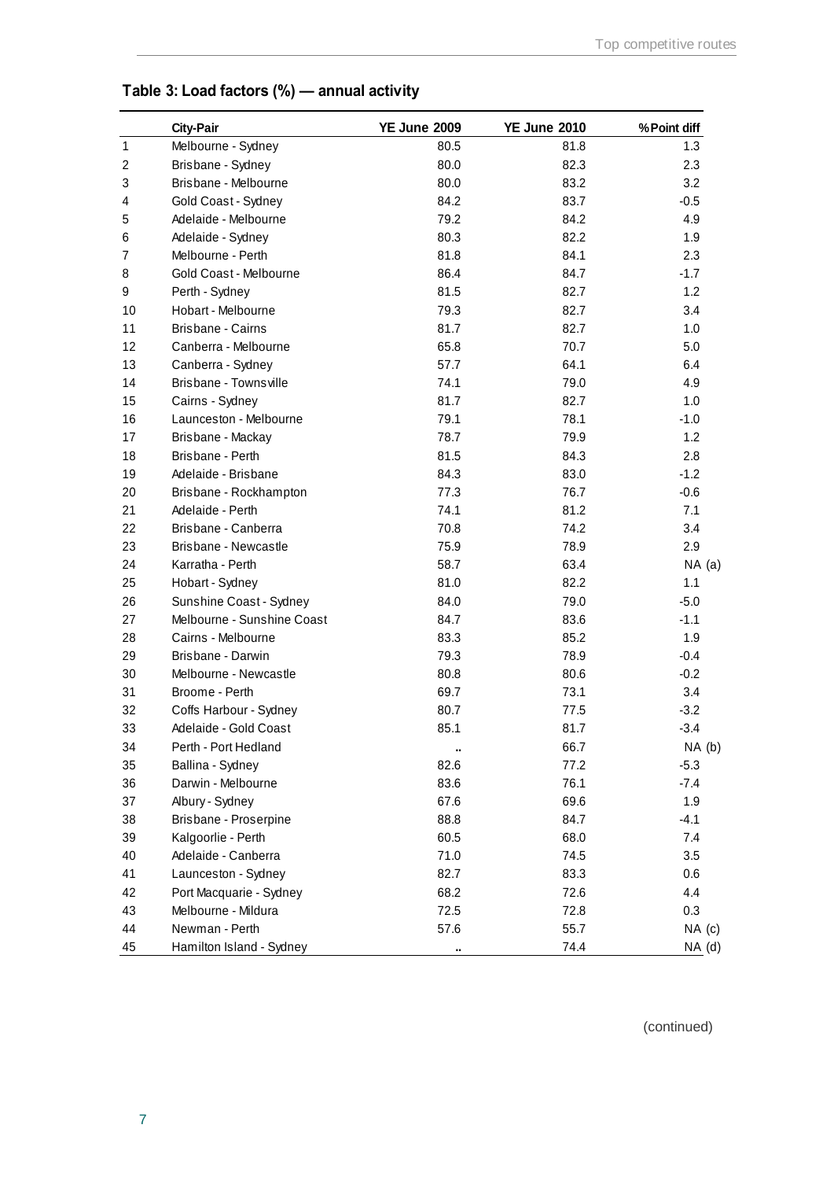## Table 3: Load factors (%) — annual activity

| | City-Pair | YE June 2009 | YE June 2010 | %Point diff |
|---|---|---|---|---|
| 1 | Melbourne - Sydney | 80.5 | 81.8 | 1.3 |
| 2 | Brisbane - Sydney | 80.0 | 82.3 | 2.3 |
| 3 | Brisbane - Melbourne | 80.0 | 83.2 | 3.2 |
| 4 | Gold Coast - Sydney | 84.2 | 83.7 | -0.5 |
| 5 | Adelaide - Melbourne | 79.2 | 84.2 | 4.9 |
| 6 | Adelaide - Sydney | 80.3 | 82.2 | 1.9 |
| 7 | Melbourne - Perth | 81.8 | 84.1 | 2.3 |
| 8 | Gold Coast - Melbourne | 86.4 | 84.7 | -1.7 |
| 9 | Perth - Sydney | 81.5 | 82.7 | 1.2 |
| 10 | Hobart - Melbourne | 79.3 | 82.7 | 3.4 |
| 11 | Brisbane - Cairns | 81.7 | 82.7 | 1.0 |
| 12 | Canberra - Melbourne | 65.8 | 70.7 | 5.0 |
| 13 | Canberra - Sydney | 57.7 | 64.1 | 6.4 |
| 14 | Brisbane - Townsville | 74.1 | 79.0 | 4.9 |
| 15 | Cairns - Sydney | 81.7 | 82.7 | 1.0 |
| 16 | Launceston - Melbourne | 79.1 | 78.1 | -1.0 |
| 17 | Brisbane - Mackay | 78.7 | 79.9 | 1.2 |
| 18 | Brisbane - Perth | 81.5 | 84.3 | 2.8 |
| 19 | Adelaide - Brisbane | 84.3 | 83.0 | -1.2 |
| 20 | Brisbane - Rockhampton | 77.3 | 76.7 | -0.6 |
| 21 | Adelaide - Perth | 74.1 | 81.2 | 7.1 |
| 22 | Brisbane - Canberra | 70.8 | 74.2 | 3.4 |
| 23 | Brisbane - Newcastle | 75.9 | 78.9 | 2.9 |
| 24 | Karratha - Perth | 58.7 | 63.4 | NA (a) |
| 25 | Hobart - Sydney | 81.0 | 82.2 | 1.1 |
| 26 | Sunshine Coast - Sydney | 84.0 | 79.0 | -5.0 |
| 27 | Melbourne - Sunshine Coast | 84.7 | 83.6 | -1.1 |
| 28 | Cairns - Melbourne | 83.3 | 85.2 | 1.9 |
| 29 | Brisbane - Darwin | 79.3 | 78.9 | -0.4 |
| 30 | Melbourne - Newcastle | 80.8 | 80.6 | -0.2 |
| 31 | Broome - Perth | 69.7 | 73.1 | 3.4 |
| 32 | Coffs Harbour - Sydney | 80.7 | 77.5 | -3.2 |
| 33 | Adelaide - Gold Coast | 85.1 | 81.7 | -3.4 |
| 34 | Perth - Port Hedland | .. | 66.7 | NA (b) |
| 35 | Ballina - Sydney | 82.6 | 77.2 | -5.3 |
| 36 | Darwin - Melbourne | 83.6 | 76.1 | -7.4 |
| 37 | Albury - Sydney | 67.6 | 69.6 | 1.9 |
| 38 | Brisbane - Proserpine | 88.8 | 84.7 | -4.1 |
| 39 | Kalgoorlie - Perth | 60.5 | 68.0 | 7.4 |
| 40 | Adelaide - Canberra | 71.0 | 74.5 | 3.5 |
| 41 | Launceston - Sydney | 82.7 | 83.3 | 0.6 |
| 42 | Port Macquarie - Sydney | 68.2 | 72.6 | 4.4 |
| 43 | Melbourne - Mildura | 72.5 | 72.8 | 0.3 |
| 44 | Newman - Perth | 57.6 | 55.7 | NA (c) |
| 45 | Hamilton Island - Sydney | .. | 74.4 | NA (d) |

(continued)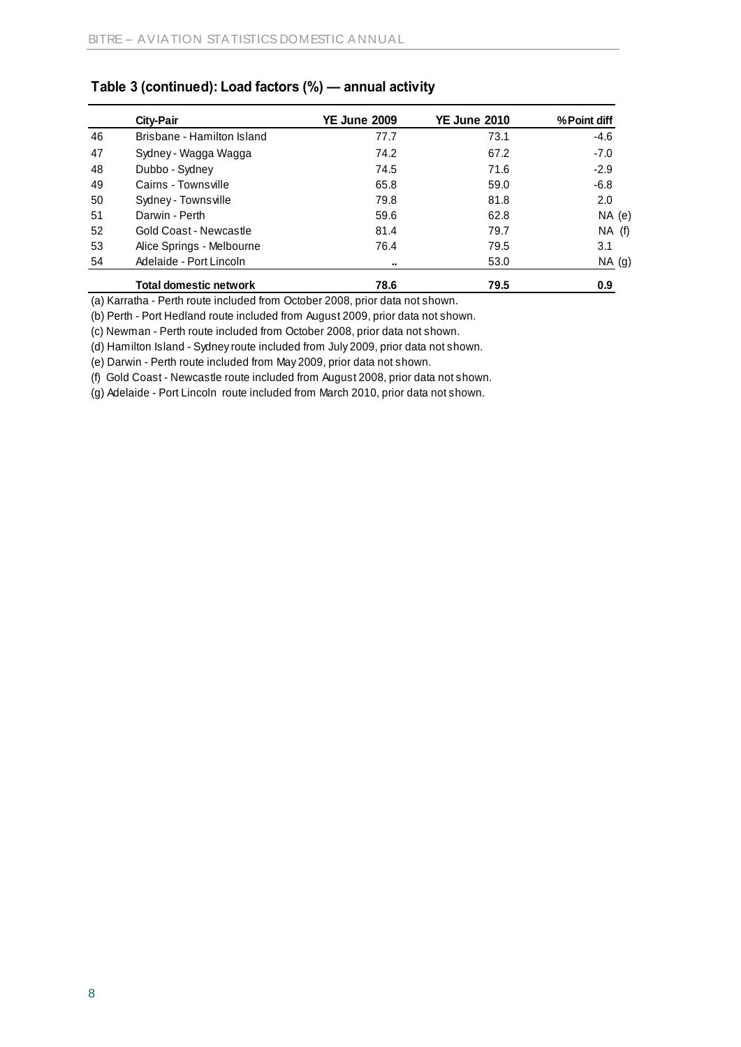**Table 3 (continued): Load factors (%) — annual activity**

| | City-Pair | YE June 2009 | YE June 2010 | %Point diff |
|---|---|---|---|---|
| 46 | Brisbane - Hamilton Island | 77.7 | 73.1 | -4.6 |
| 47 | Sydney - Wagga Wagga | 74.2 | 67.2 | -7.0 |
| 48 | Dubbo - Sydney | 74.5 | 71.6 | -2.9 |
| 49 | Cairns - Townsville | 65.8 | 59.0 | -6.8 |
| 50 | Sydney - Townsville | 79.8 | 81.8 | 2.0 |
| 51 | Darwin - Perth | 59.6 | 62.8 | NA (e) |
| 52 | Gold Coast - Newcastle | 81.4 | 79.7 | NA (f) |
| 53 | Alice Springs - Melbourne | 76.4 | 79.5 | 3.1 |
| 54 | Adelaide - Port Lincoln | .. | 53.0 | NA (g) |
| | **Total domestic network** | **78.6** | **79.5** | **0.9** |

(a) Karratha - Perth route included from October 2008, prior data not shown.

(b) Perth - Port Hedland route included from August 2009, prior data not shown.

(c) Newman - Perth route included from October 2008, prior data not shown.

(d) Hamilton Island - Sydney route included from July 2009, prior data not shown.

(e) Darwin - Perth route included from May 2009, prior data not shown.

(f) Gold Coast - Newcastle route included from August 2008, prior data not shown.

(g) Adelaide - Port Lincoln route included from March 2010, prior data not shown.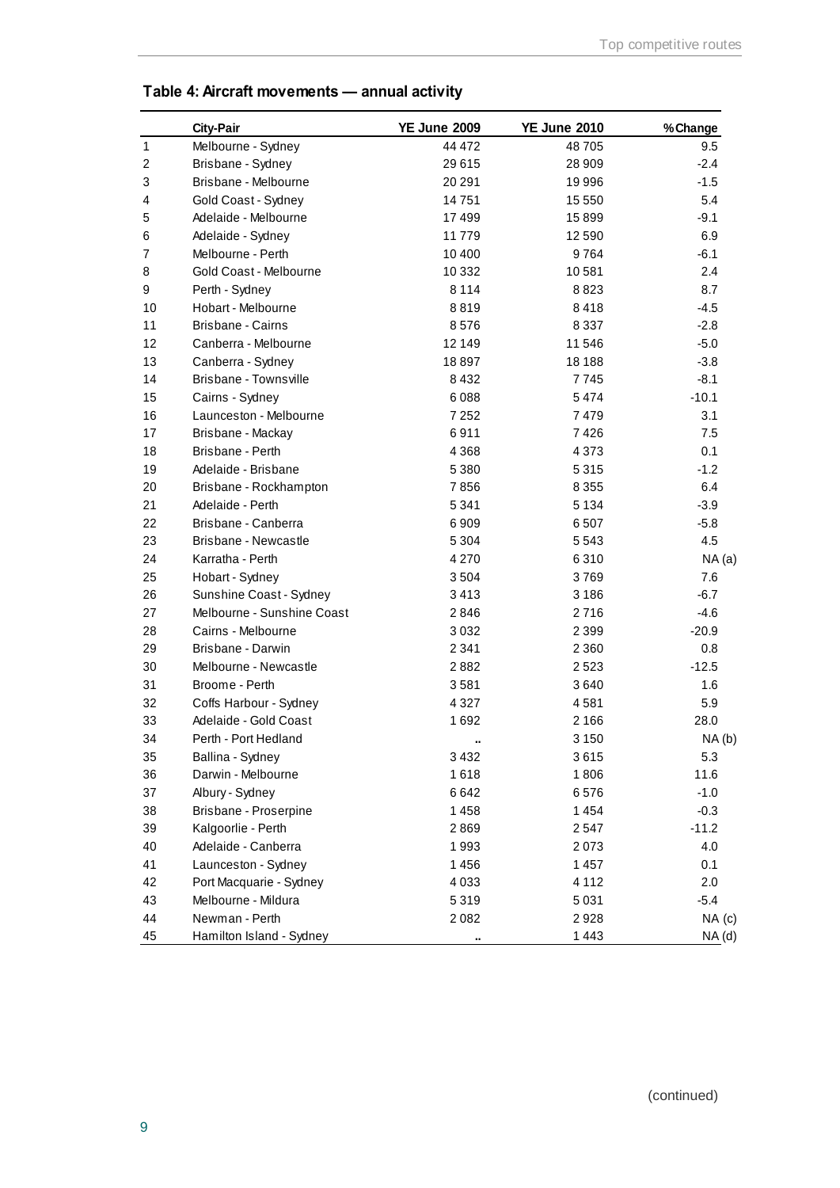**Table 4: Aircraft movements — annual activity**

| | City-Pair | YE June 2009 | YE June 2010 | %Change |
|---|---|---|---|---|
| 1 | Melbourne - Sydney | 44 472 | 48 705 | 9.5 |
| 2 | Brisbane - Sydney | 29 615 | 28 909 | -2.4 |
| 3 | Brisbane - Melbourne | 20 291 | 19 996 | -1.5 |
| 4 | Gold Coast - Sydney | 14 751 | 15 550 | 5.4 |
| 5 | Adelaide - Melbourne | 17 499 | 15 899 | -9.1 |
| 6 | Adelaide - Sydney | 11 779 | 12 590 | 6.9 |
| 7 | Melbourne - Perth | 10 400 | 9 764 | -6.1 |
| 8 | Gold Coast - Melbourne | 10 332 | 10 581 | 2.4 |
| 9 | Perth - Sydney | 8 114 | 8 823 | 8.7 |
| 10 | Hobart - Melbourne | 8 819 | 8 418 | -4.5 |
| 11 | Brisbane - Cairns | 8 576 | 8 337 | -2.8 |
| 12 | Canberra - Melbourne | 12 149 | 11 546 | -5.0 |
| 13 | Canberra - Sydney | 18 897 | 18 188 | -3.8 |
| 14 | Brisbane - Townsville | 8 432 | 7 745 | -8.1 |
| 15 | Cairns - Sydney | 6 088 | 5 474 | -10.1 |
| 16 | Launceston - Melbourne | 7 252 | 7 479 | 3.1 |
| 17 | Brisbane - Mackay | 6 911 | 7 426 | 7.5 |
| 18 | Brisbane - Perth | 4 368 | 4 373 | 0.1 |
| 19 | Adelaide - Brisbane | 5 380 | 5 315 | -1.2 |
| 20 | Brisbane - Rockhampton | 7 856 | 8 355 | 6.4 |
| 21 | Adelaide - Perth | 5 341 | 5 134 | -3.9 |
| 22 | Brisbane - Canberra | 6 909 | 6 507 | -5.8 |
| 23 | Brisbane - Newcastle | 5 304 | 5 543 | 4.5 |
| 24 | Karratha - Perth | 4 270 | 6 310 | NA (a) |
| 25 | Hobart - Sydney | 3 504 | 3 769 | 7.6 |
| 26 | Sunshine Coast - Sydney | 3 413 | 3 186 | -6.7 |
| 27 | Melbourne - Sunshine Coast | 2 846 | 2 716 | -4.6 |
| 28 | Cairns - Melbourne | 3 032 | 2 399 | -20.9 |
| 29 | Brisbane - Darwin | 2 341 | 2 360 | 0.8 |
| 30 | Melbourne - Newcastle | 2 882 | 2 523 | -12.5 |
| 31 | Broome - Perth | 3 581 | 3 640 | 1.6 |
| 32 | Coffs Harbour - Sydney | 4 327 | 4 581 | 5.9 |
| 33 | Adelaide - Gold Coast | 1 692 | 2 166 | 28.0 |
| 34 | Perth - Port Hedland | .. | 3 150 | NA (b) |
| 35 | Ballina - Sydney | 3 432 | 3 615 | 5.3 |
| 36 | Darwin - Melbourne | 1 618 | 1 806 | 11.6 |
| 37 | Albury - Sydney | 6 642 | 6 576 | -1.0 |
| 38 | Brisbane - Proserpine | 1 458 | 1 454 | -0.3 |
| 39 | Kalgoorlie - Perth | 2 869 | 2 547 | -11.2 |
| 40 | Adelaide - Canberra | 1 993 | 2 073 | 4.0 |
| 41 | Launceston - Sydney | 1 456 | 1 457 | 0.1 |
| 42 | Port Macquarie - Sydney | 4 033 | 4 112 | 2.0 |
| 43 | Melbourne - Mildura | 5 319 | 5 031 | -5.4 |
| 44 | Newman - Perth | 2 082 | 2 928 | NA (c) |
| 45 | Hamilton Island - Sydney | .. | 1 443 | NA (d) |

(continued)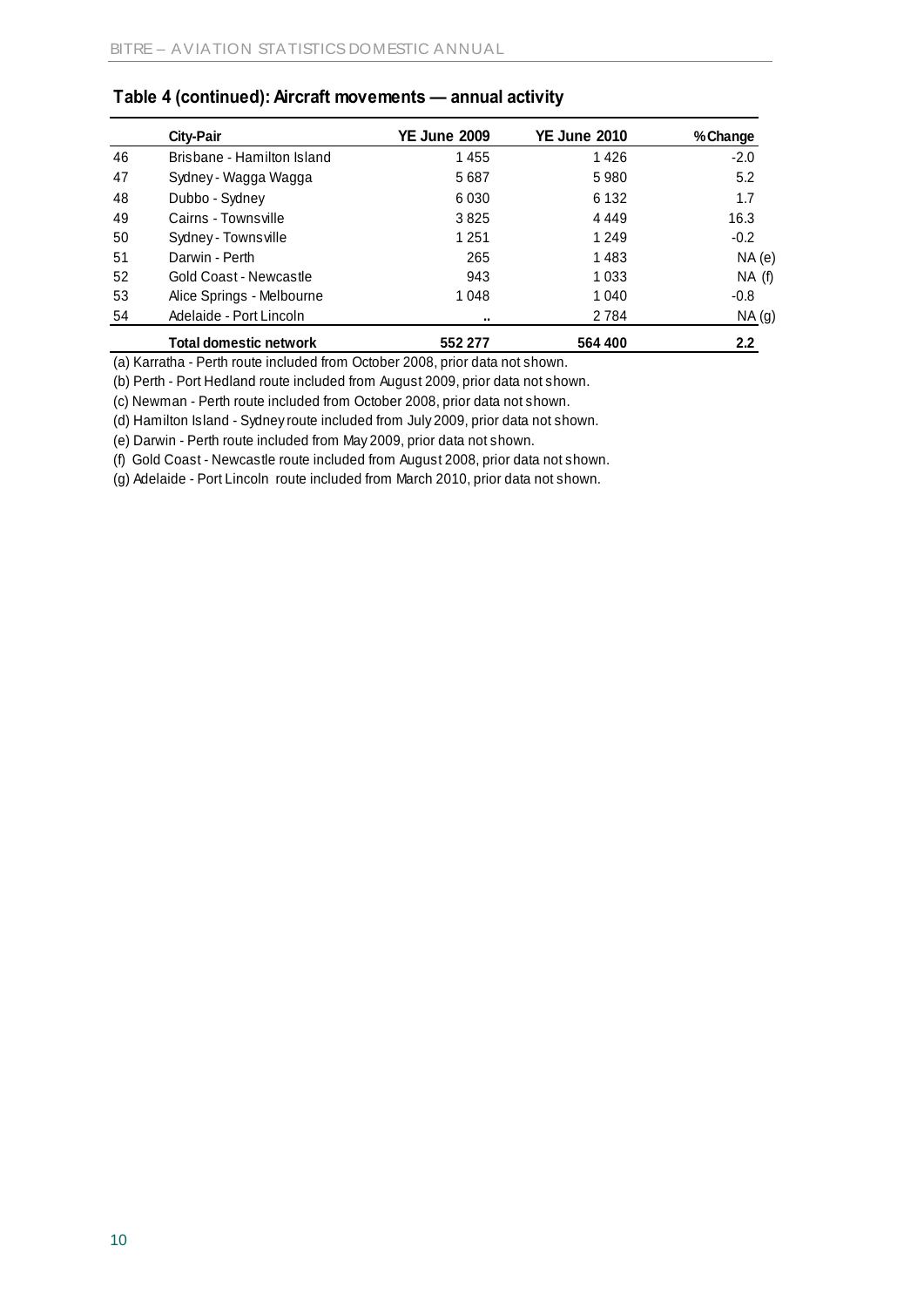## Table 4 (continued): Aircraft movements — annual activity

| | City-Pair | YE June 2009 | YE June 2010 | % Change |
|---|---|---|---|---|
| 46 | Brisbane - Hamilton Island | 1 455 | 1 426 | -2.0 |
| 47 | Sydney - Wagga Wagga | 5 687 | 5 980 | 5.2 |
| 48 | Dubbo - Sydney | 6 030 | 6 132 | 1.7 |
| 49 | Cairns - Townsville | 3 825 | 4 449 | 16.3 |
| 50 | Sydney - Townsville | 1 251 | 1 249 | -0.2 |
| 51 | Darwin - Perth | 265 | 1 483 | NA (e) |
| 52 | Gold Coast - Newcastle | 943 | 1 033 | NA (f) |
| 53 | Alice Springs - Melbourne | 1 048 | 1 040 | -0.8 |
| 54 | Adelaide - Port Lincoln | .. | 2 784 | NA (g) |
| | **Total domestic network** | **552 277** | **564 400** | **2.2** |

(a) Karratha - Perth route included from October 2008, prior data not shown.

(b) Perth - Port Hedland route included from August 2009, prior data not shown.

(c) Newman - Perth route included from October 2008, prior data not shown.

(d) Hamilton Island - Sydney route included from July 2009, prior data not shown.

(e) Darwin - Perth route included from May 2009, prior data not shown.

(f) Gold Coast - Newcastle route included from August 2008, prior data not shown.

(g) Adelaide - Port Lincoln route included from March 2010, prior data not shown.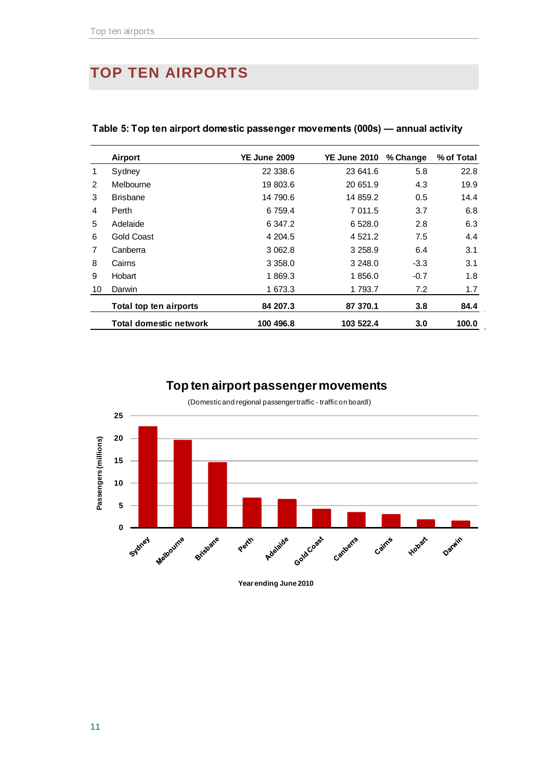# TOP TEN AIRPORTS

**Table 5: Top ten airport domestic passenger movements (000s) — annual activity**

| | Airport | YE June 2009 | YE June 2010 | % Change | % of Total |
|---|---|---|---|---|---|
| 1 | Sydney | 22 338.6 | 23 641.6 | 5.8 | 22.8 |
| 2 | Melbourne | 19 803.6 | 20 651.9 | 4.3 | 19.9 |
| 3 | Brisbane | 14 790.6 | 14 859.2 | 0.5 | 14.4 |
| 4 | Perth | 6 759.4 | 7 011.5 | 3.7 | 6.8 |
| 5 | Adelaide | 6 347.2 | 6 528.0 | 2.8 | 6.3 |
| 6 | Gold Coast | 4 204.5 | 4 521.2 | 7.5 | 4.4 |
| 7 | Canberra | 3 062.8 | 3 258.9 | 6.4 | 3.1 |
| 8 | Cairns | 3 358.0 | 3 248.0 | -3.3 | 3.1 |
| 9 | Hobart | 1 869.3 | 1 856.0 | -0.7 | 1.8 |
| 10 | Darwin | 1 673.3 | 1 793.7 | 7.2 | 1.7 |
| | **Total top ten airports** | **84 207.3** | **87 370.1** | **3.8** | **84.4** |
| | **Total domestic network** | **100 496.8** | **103 522.4** | **3.0** | **100.0** |

**Top ten airport passenger movements**

(Domestic and regional passenger traffic - traffic on boardl)

Passengers (millions)

25
20
15
10
5
0

Sydney
Melbourne
Brisbane
Perth
Adelaide
Gold Coast
Canberra
Cairns
Hobart
Darwin

Year ending June 2010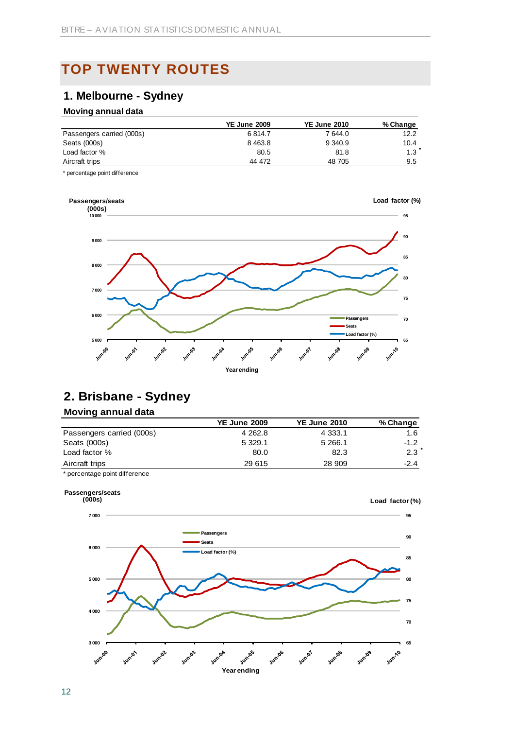# TOP TWENTY ROUTES

## 1. Melbourne - Sydney

### Moving annual data

| | YE June 2009 | YE June 2010 | % Change |
|---|---|---|---|
| Passengers carried (000s) | 6 814.7 | 7 644.0 | 12.2 |
| Seats (000s) | 8 463.8 | 9 340.9 | 10.4 |
| Load factor % | 80.5 | 81.8 | 1.3 * |
| Aircraft trips | 44 472 | 48 705 | 9.5 |

\* percentage point difference

Passengers/seats (000s)
Load factor (%)
10 000
9 000
8 000
7 000
6 000
5 000
95
90
85
80
75
70
65
Passengers
Seats
Load factor (%)
Jun-00
Jun-01
Jun-02
Jun-03
Jun-04
Jun-05
Jun-06
Jun-07
Jun-08
Jun-09
Jun-10
Year ending

## 2. Brisbane - Sydney

### Moving annual data

| | YE June 2009 | YE June 2010 | % Change |
|---|---|---|---|
| Passengers carried (000s) | 4 262.8 | 4 333.1 | 1.6 |
| Seats (000s) | 5 329.1 | 5 266.1 | -1.2 |
| Load factor % | 80.0 | 82.3 | 2.3 * |
| Aircraft trips | 29 615 | 28 909 | -2.4 |

\* percentage point difference

Passengers/seats (000s)
Load factor (%)
7 000
6 000
5 000
4 000
3 000
95
90
85
80
75
70
65
Passengers
Seats
Load factor (%)
Jun-00
Jun-01
Jun-02
Jun-03
Jun-04
Jun-05
Jun-06
Jun-07
Jun-08
Jun-09
Jun-10
Year ending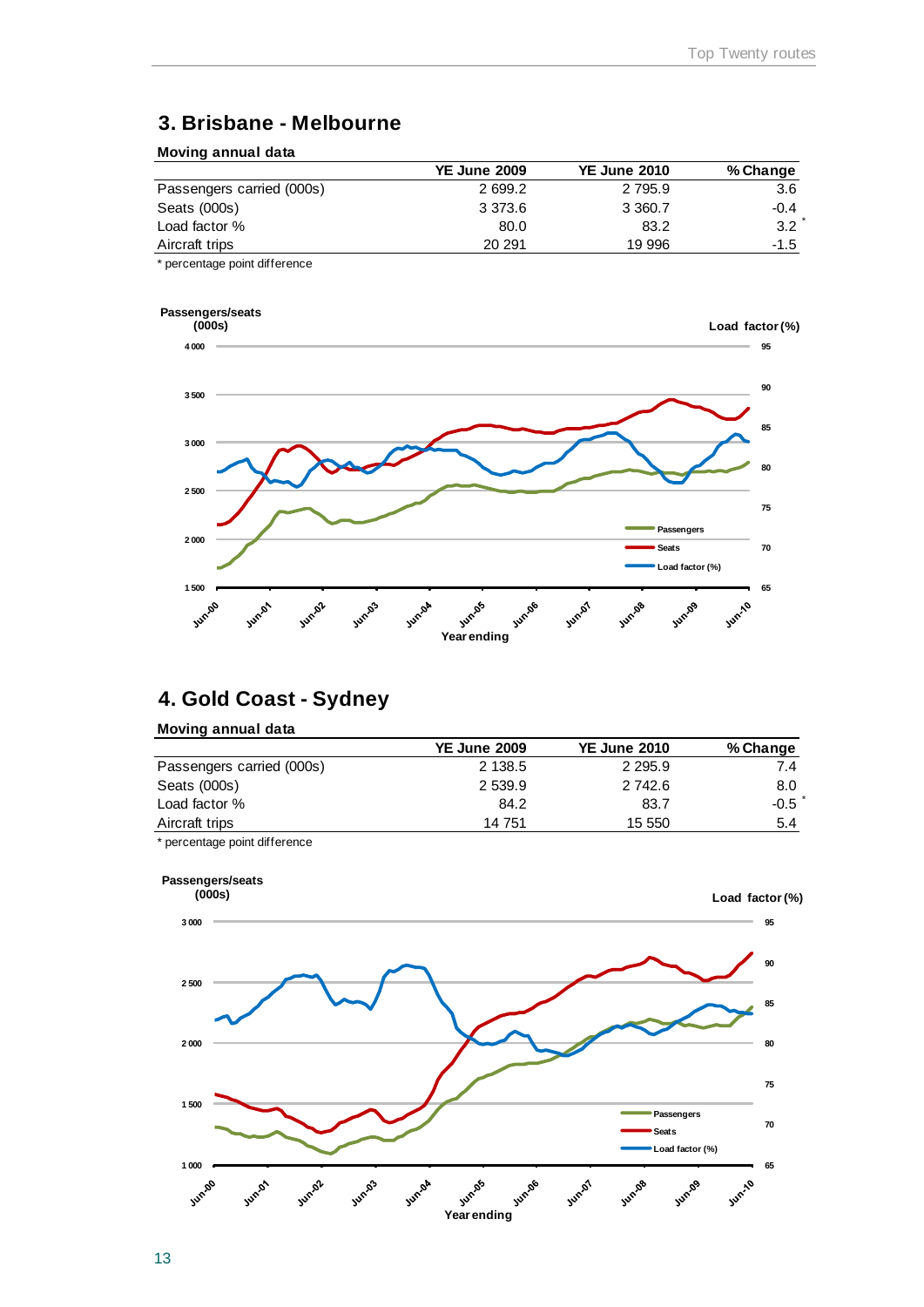## 3. Brisbane - Melbourne

**Moving annual data**

| | YE June 2009 | YE June 2010 | % Change |
|---|---|---|---|
| Passengers carried (000s) | 2 699.2 | 2 795.9 | 3.6 |
| Seats (000s) | 3 373.6 | 3 360.7 | -0.4 |
| Load factor % | 80.0 | 83.2 | 3.2 * |
| Aircraft trips | 20 291 | 19 996 | -1.5 |

* percentage point difference

Passengers/seats (000s)

Load factor (%)

4 000
3 500
3 000
2 500
2 000
1 500

95
90
85
80
75
70
65

Passengers
Seats
Load factor (%)

Jun-00 Jun-01 Jun-02 Jun-03 Jun-04 Jun-05 Jun-06 Jun-07 Jun-08 Jun-09 Jun-10

Year ending

## 4. Gold Coast - Sydney

**Moving annual data**

| | YE June 2009 | YE June 2010 | % Change |
|---|---|---|---|
| Passengers carried (000s) | 2 138.5 | 2 295.9 | 7.4 |
| Seats (000s) | 2 539.9 | 2 742.6 | 8.0 |
| Load factor % | 84.2 | 83.7 | -0.5 * |
| Aircraft trips | 14 751 | 15 550 | 5.4 |

* percentage point difference

Passengers/seats (000s)

Load factor (%)

3 000
2 500
2 000
1 500
1 000

95
90
85
80
75
70
65

Passengers
Seats
Load factor (%)

Jun-00 Jun-01 Jun-02 Jun-03 Jun-04 Jun-05 Jun-06 Jun-07 Jun-08 Jun-09 Jun-10

Year ending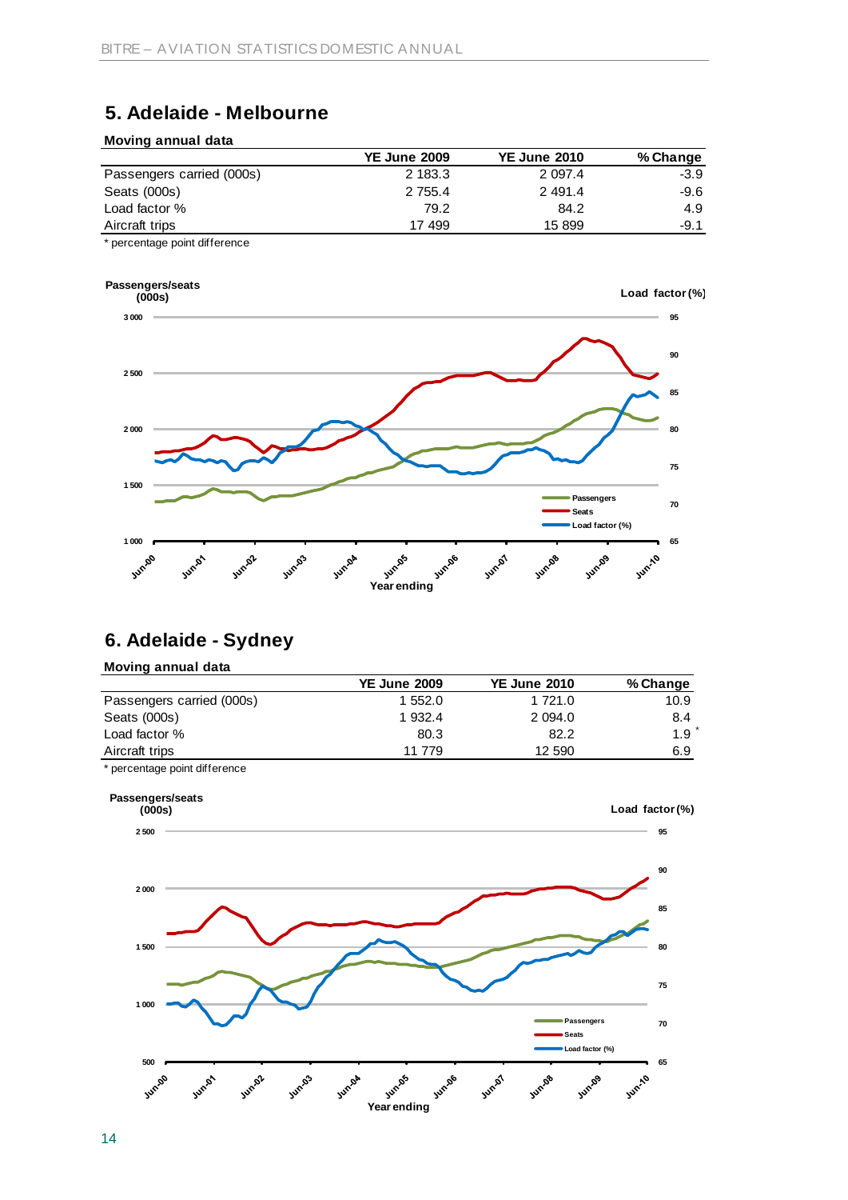## 5. Adelaide - Melbourne

**Moving annual data**

| | YE June 2009 | YE June 2010 | % Change |
|---|---|---|---|
| Passengers carried (000s) | 2 183.3 | 2 097.4 | -3.9 |
| Seats (000s) | 2 755.4 | 2 491.4 | -9.6 |
| Load factor % | 79.2 | 84.2 | 4.9 |
| Aircraft trips | 17 499 | 15 899 | -9.1 |

* percentage point difference

Passengers/seats (000s)

Load factor (%)

3 000
2 500
2 000
1 500
1 000

95
90
85
80
75
70
65

Passengers
Seats
Load factor (%)

Jun-00 Jun-01 Jun-02 Jun-03 Jun-04 Jun-05 Jun-06 Jun-07 Jun-08 Jun-09 Jun-10

Year ending

## 6. Adelaide - Sydney

**Moving annual data**

| | YE June 2009 | YE June 2010 | % Change |
|---|---|---|---|
| Passengers carried (000s) | 1 552.0 | 1 721.0 | 10.9 |
| Seats (000s) | 1 932.4 | 2 094.0 | 8.4 |
| Load factor % | 80.3 | 82.2 | 1.9 * |
| Aircraft trips | 11 779 | 12 590 | 6.9 |

* percentage point difference

Passengers/seats (000s)

Load factor (%)

2 500
2 000
1 500
1 000
500

95
90
85
80
75
70
65

Passengers
Seats
Load factor (%)

Jun-00 Jun-01 Jun-02 Jun-03 Jun-04 Jun-05 Jun-06 Jun-07 Jun-08 Jun-09 Jun-10

Year ending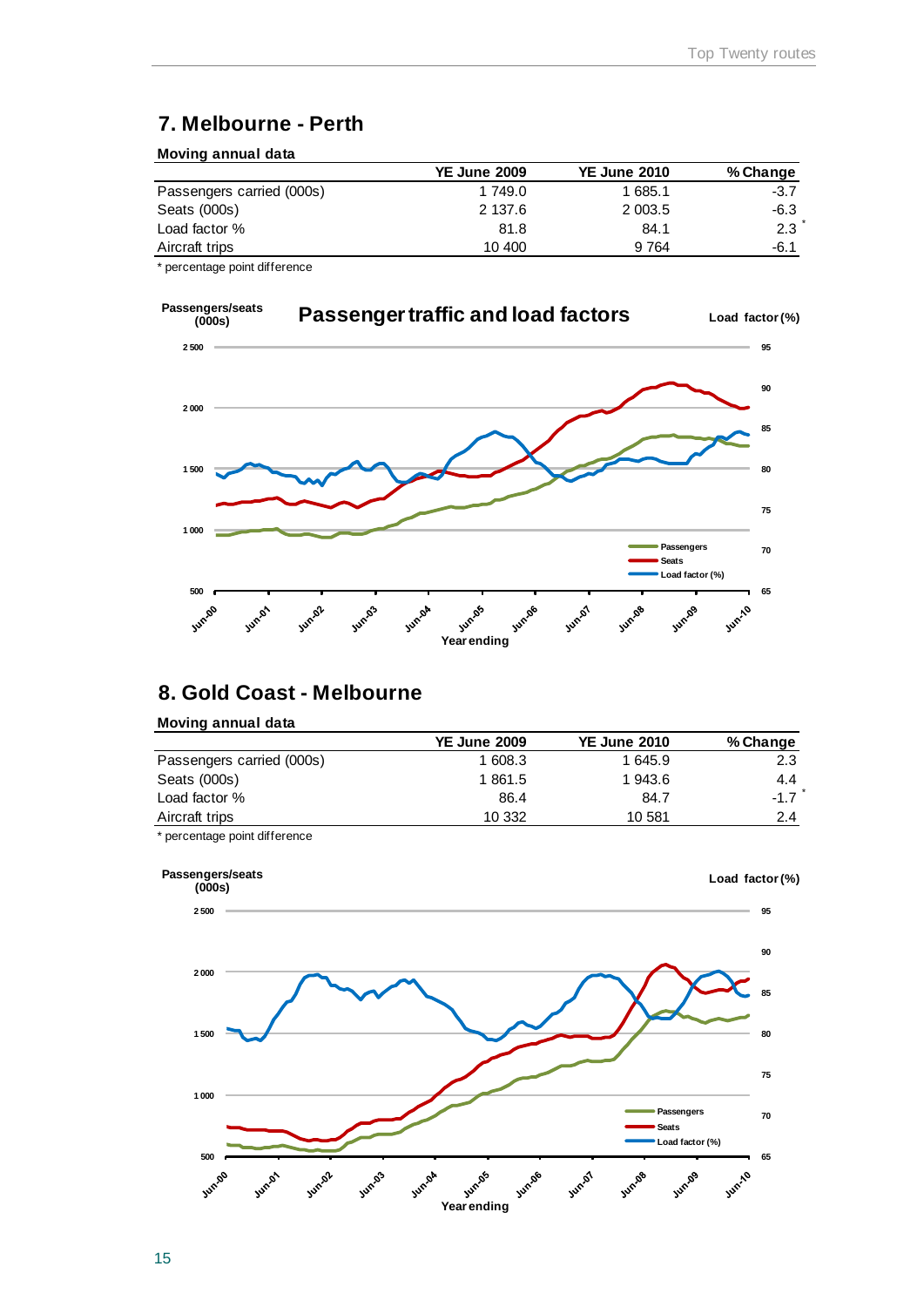## 7. Melbourne - Perth

**Moving annual data**

| | YE June 2009 | YE June 2010 | % Change |
|---|---|---|---|
| Passengers carried (000s) | 1 749.0 | 1 685.1 | -3.7 |
| Seats (000s) | 2 137.6 | 2 003.5 | -6.3 |
| Load factor % | 81.8 | 84.1 | 2.3 * |
| Aircraft trips | 10 400 | 9 764 | -6.1 |

* percentage point difference

**Passenger traffic and load factors**

## 8. Gold Coast - Melbourne

**Moving annual data**

| | YE June 2009 | YE June 2010 | % Change |
|---|---|---|---|
| Passengers carried (000s) | 1 608.3 | 1 645.9 | 2.3 |
| Seats (000s) | 1 861.5 | 1 943.6 | 4.4 |
| Load factor % | 86.4 | 84.7 | -1.7 * |
| Aircraft trips | 10 332 | 10 581 | 2.4 |

* percentage point difference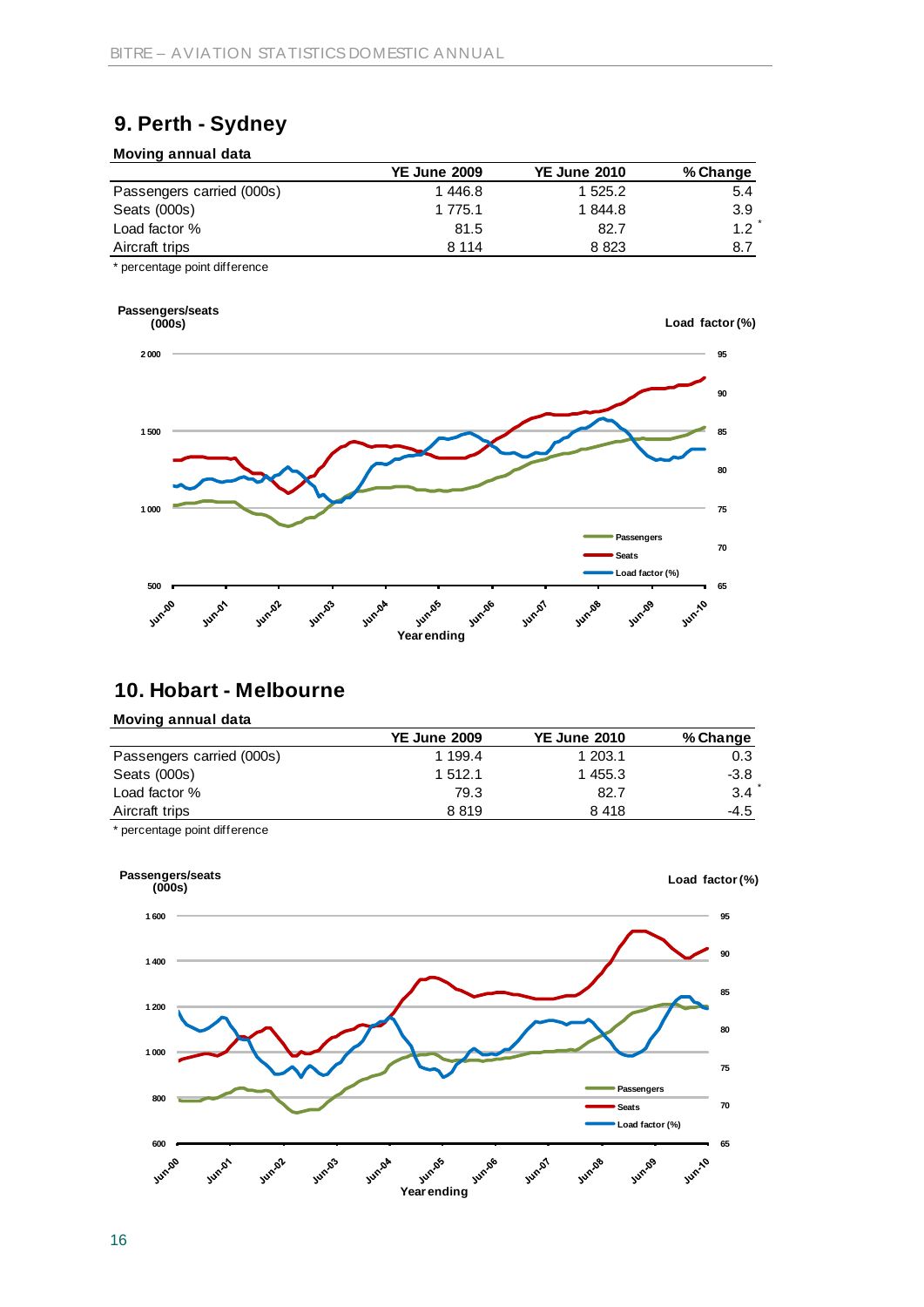## 9. Perth - Sydney

**Moving annual data**

| | YE June 2009 | YE June 2010 | % Change |
|---|---|---|---|
| Passengers carried (000s) | 1 446.8 | 1 525.2 | 5.4 |
| Seats (000s) | 1 775.1 | 1 844.8 | 3.9 |
| Load factor % | 81.5 | 82.7 | 1.2 * |
| Aircraft trips | 8 114 | 8 823 | 8.7 |

\* percentage point difference

Passengers/seats (000s)

Load factor (%)

2 000
1 500
1 000
500

95
90
85
80
75
70
65

Passengers
Seats
Load factor (%)

Jun-00
Jun-01
Jun-02
Jun-03
Jun-04
Jun-05
Jun-06
Jun-07
Jun-08
Jun-09
Jun-10

Year ending

## 10. Hobart - Melbourne

**Moving annual data**

| | YE June 2009 | YE June 2010 | % Change |
|---|---|---|---|
| Passengers carried (000s) | 1 199.4 | 1 203.1 | 0.3 |
| Seats (000s) | 1 512.1 | 1 455.3 | -3.8 |
| Load factor % | 79.3 | 82.7 | 3.4 * |
| Aircraft trips | 8 819 | 8 418 | -4.5 |

\* percentage point difference

Passengers/seats (000s)

Load factor (%)

1 600
1 400
1 200
1 000
800
600

95
90
85
80
75
70
65

Passengers
Seats
Load factor (%)

Jun-00
Jun-01
Jun-02
Jun-03
Jun-04
Jun-05
Jun-06
Jun-07
Jun-08
Jun-09
Jun-10

Year ending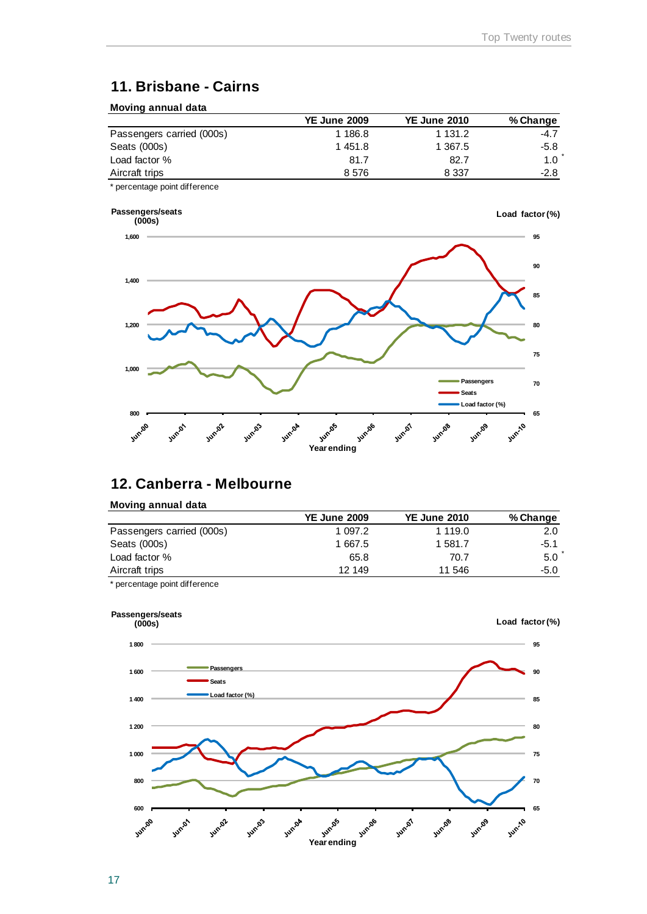## 11. Brisbane - Cairns

**Moving annual data**

| | YE June 2009 | YE June 2010 | % Change |
|---|---|---|---|
| Passengers carried (000s) | 1 186.8 | 1 131.2 | -4.7 |
| Seats (000s) | 1 451.8 | 1 367.5 | -5.8 |
| Load factor % | 81.7 | 82.7 | 1.0 * |
| Aircraft trips | 8 576 | 8 337 | -2.8 |

* percentage point difference

Passengers/seats (000s)
Load factor (%)
1,600
1,400
1,200
1,000
800
95
90
85
80
75
70
65
Passengers
Seats
Load factor (%)
Jun-00
Jun-01
Jun-02
Jun-03
Jun-04
Jun-05
Jun-06
Jun-07
Jun-08
Jun-09
Jun-10
Year ending

## 12. Canberra - Melbourne

**Moving annual data**

| | YE June 2009 | YE June 2010 | % Change |
|---|---|---|---|
| Passengers carried (000s) | 1 097.2 | 1 119.0 | 2.0 |
| Seats (000s) | 1 667.5 | 1 581.7 | -5.1 |
| Load factor % | 65.8 | 70.7 | 5.0 * |
| Aircraft trips | 12 149 | 11 546 | -5.0 |

* percentage point difference

Passengers/seats (000s)
Load factor (%)
1 800
1 600
1 400
1 200
1 000
800
600
95
90
85
80
75
70
65
Passengers
Seats
Load factor (%)
Jun-00
Jun-01
Jun-02
Jun-03
Jun-04
Jun-05
Jun-06
Jun-07
Jun-08
Jun-09
Jun-10
Year ending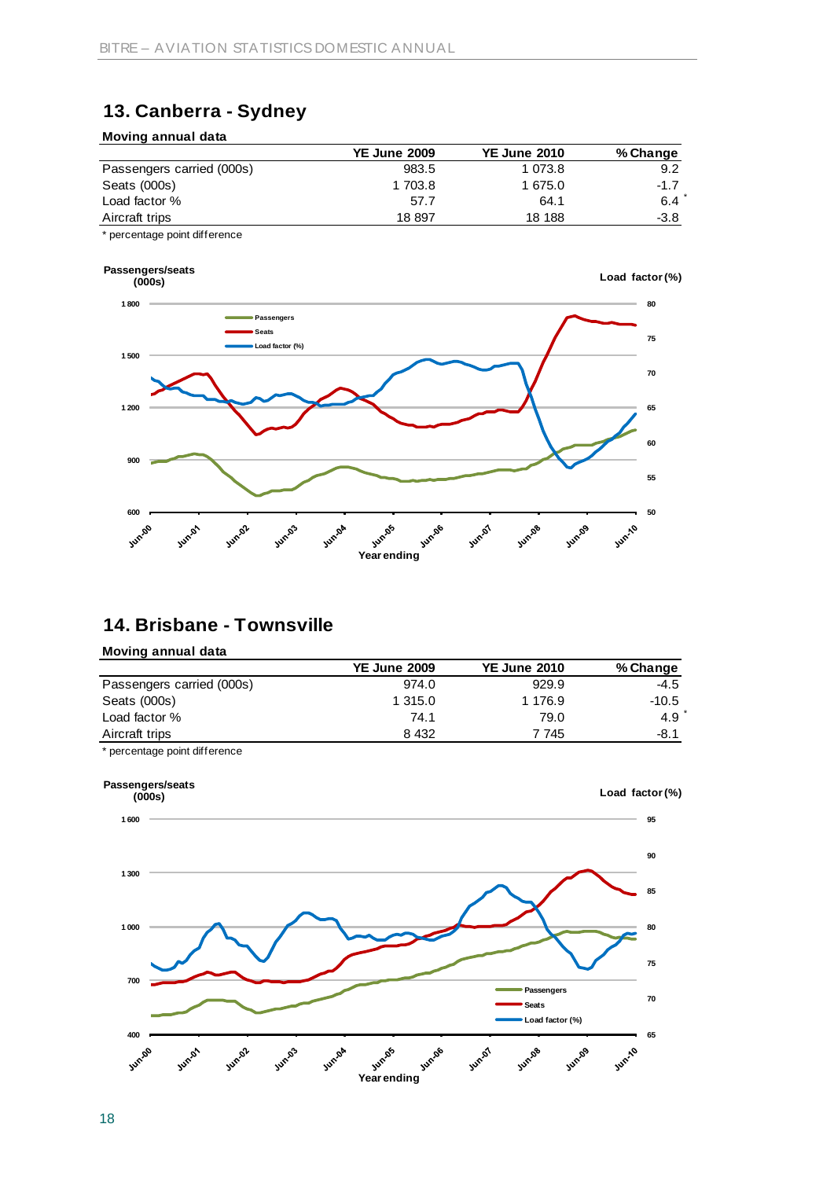## 13. Canberra - Sydney

**Moving annual data**

| | YE June 2009 | YE June 2010 | % Change |
|---|---|---|---|
| Passengers carried (000s) | 983.5 | 1 073.8 | 9.2 |
| Seats (000s) | 1 703.8 | 1 675.0 | -1.7 |
| Load factor % | 57.7 | 64.1 | 6.4 * |
| Aircraft trips | 18 897 | 18 188 | -3.8 |

* percentage point difference

Passengers/seats (000s)
Load factor (%)
1 800
1 500
1 200
900
600
80
75
70
65
60
55
50
Passengers
Seats
Load factor (%)
Jun-00
Jun-01
Jun-02
Jun-03
Jun-04
Jun-05
Jun-06
Jun-07
Jun-08
Jun-09
Jun-10
Year ending

## 14. Brisbane - Townsville

**Moving annual data**

| | YE June 2009 | YE June 2010 | % Change |
|---|---|---|---|
| Passengers carried (000s) | 974.0 | 929.9 | -4.5 |
| Seats (000s) | 1 315.0 | 1 176.9 | -10.5 |
| Load factor % | 74.1 | 79.0 | 4.9 * |
| Aircraft trips | 8 432 | 7 745 | -8.1 |

* percentage point difference

Passengers/seats (000s)
Load factor (%)
1 600
1 300
1 000
700
400
95
90
85
80
75
70
65
Passengers
Seats
Load factor (%)
Jun-00
Jun-01
Jun-02
Jun-03
Jun-04
Jun-05
Jun-06
Jun-07
Jun-08
Jun-09
Jun-10
Year ending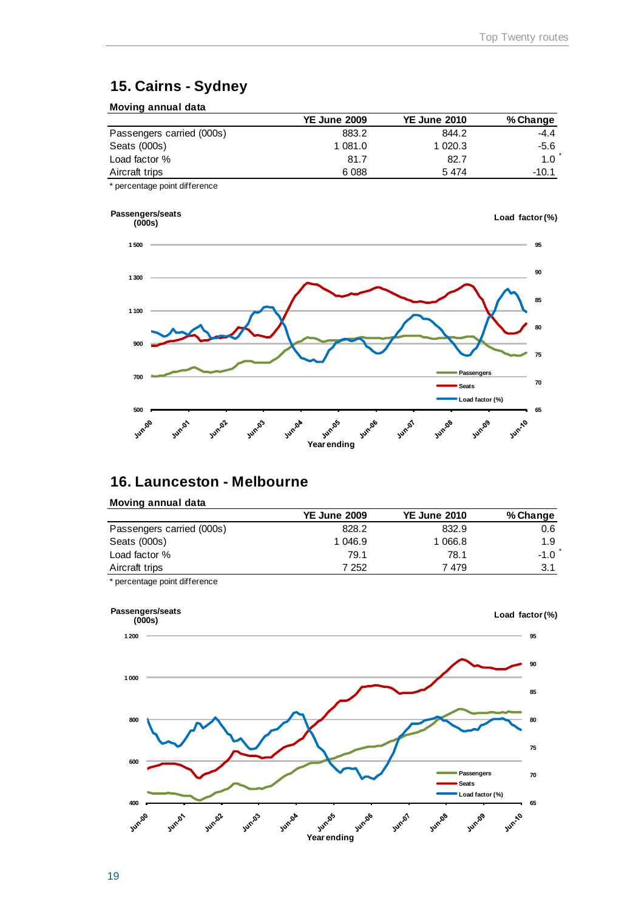## 15. Cairns - Sydney

**Moving annual data**

| | YE June 2009 | YE June 2010 | % Change |
|---|---|---|---|
| Passengers carried (000s) | 883.2 | 844.2 | -4.4 |
| Seats (000s) | 1 081.0 | 1 020.3 | -5.6 |
| Load factor % | 81.7 | 82.7 | 1.0 * |
| Aircraft trips | 6 088 | 5 474 | -10.1 |

\* percentage point difference

Passengers/seats (000s)

Load factor (%)

1 500
1 300
1 100
900
700
500

95
90
85
80
75
70
65

Passengers
Seats
Load factor (%)

Jun-00 Jun-01 Jun-02 Jun-03 Jun-04 Jun-05 Jun-06 Jun-07 Jun-08 Jun-09 Jun-10

Year ending

## 16. Launceston - Melbourne

**Moving annual data**

| | YE June 2009 | YE June 2010 | % Change |
|---|---|---|---|
| Passengers carried (000s) | 828.2 | 832.9 | 0.6 |
| Seats (000s) | 1 046.9 | 1 066.8 | 1.9 |
| Load factor % | 79.1 | 78.1 | -1.0 * |
| Aircraft trips | 7 252 | 7 479 | 3.1 |

\* percentage point difference

Passengers/seats (000s)

Load factor (%)

1 200
1 000
800
600
400

95
90
85
80
75
70
65

Passengers
Seats
Load factor (%)

Jun-00 Jun-01 Jun-02 Jun-03 Jun-04 Jun-05 Jun-06 Jun-07 Jun-08 Jun-09 Jun-10

Year ending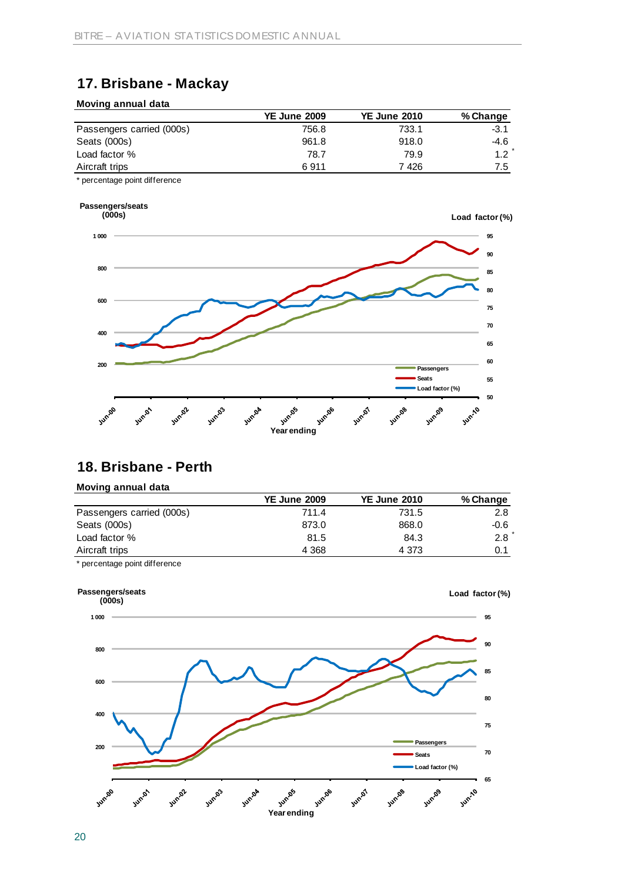## 17. Brisbane - Mackay

**Moving annual data**

| | YE June 2009 | YE June 2010 | % Change |
|---|---|---|---|
| Passengers carried (000s) | 756.8 | 733.1 | -3.1 |
| Seats (000s) | 961.8 | 918.0 | -4.6 |
| Load factor % | 78.7 | 79.9 | 1.2 * |
| Aircraft trips | 6 911 | 7 426 | 7.5 |

\* percentage point difference

Passengers/seats (000s)
Load factor (%)
1 000
800
600
400
200
95
90
85
80
75
70
65
60
55
50
Passengers
Seats
Load factor (%)
Jun-00
Jun-01
Jun-02
Jun-03
Jun-04
Jun-05
Jun-06
Jun-07
Jun-08
Jun-09
Jun-10
Year ending

## 18. Brisbane - Perth

**Moving annual data**

| | YE June 2009 | YE June 2010 | % Change |
|---|---|---|---|
| Passengers carried (000s) | 711.4 | 731.5 | 2.8 |
| Seats (000s) | 873.0 | 868.0 | -0.6 |
| Load factor % | 81.5 | 84.3 | 2.8 * |
| Aircraft trips | 4 368 | 4 373 | 0.1 |

\* percentage point difference

Passengers/seats (000s)
Load factor (%)
1 000
800
600
400
200
95
90
85
80
75
70
65
Passengers
Seats
Load factor (%)
Jun-00
Jun-01
Jun-02
Jun-03
Jun-04
Jun-05
Jun-06
Jun-07
Jun-08
Jun-09
Jun-10
Year ending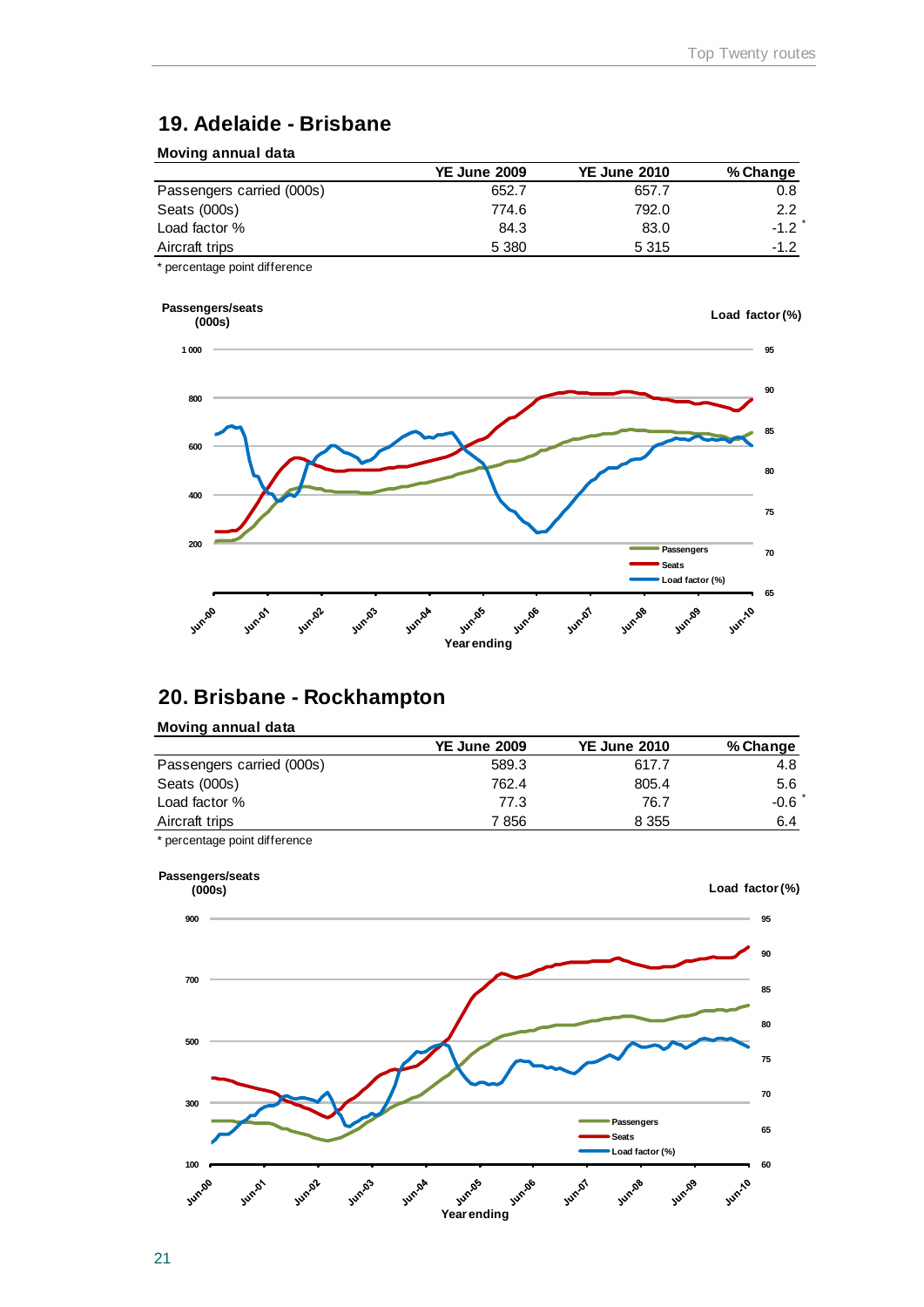## 19. Adelaide - Brisbane

**Moving annual data**

| | YE June 2009 | YE June 2010 | % Change |
|---|---|---|---|
| Passengers carried (000s) | 652.7 | 657.7 | 0.8 |
| Seats (000s) | 774.6 | 792.0 | 2.2 |
| Load factor % | 84.3 | 83.0 | -1.2 * |
| Aircraft trips | 5 380 | 5 315 | -1.2 |

\* percentage point difference

Passengers/seats (000s)

Load factor (%)

1 000
800
600
400
200

95
90
85
80
75
70
65

Passengers
Seats
Load factor (%)

Jun-00 Jun-01 Jun-02 Jun-03 Jun-04 Jun-05 Jun-06 Jun-07 Jun-08 Jun-09 Jun-10

Year ending

## 20. Brisbane - Rockhampton

**Moving annual data**

| | YE June 2009 | YE June 2010 | % Change |
|---|---|---|---|
| Passengers carried (000s) | 589.3 | 617.7 | 4.8 |
| Seats (000s) | 762.4 | 805.4 | 5.6 |
| Load factor % | 77.3 | 76.7 | -0.6 * |
| Aircraft trips | 7 856 | 8 355 | 6.4 |

\* percentage point difference

Passengers/seats (000s)

Load factor (%)

900
700
500
300
100

95
90
85
80
75
70
65
60

Passengers
Seats
Load factor (%)

Jun-00 Jun-01 Jun-02 Jun-03 Jun-04 Jun-05 Jun-06 Jun-07 Jun-08 Jun-09 Jun-10

Year ending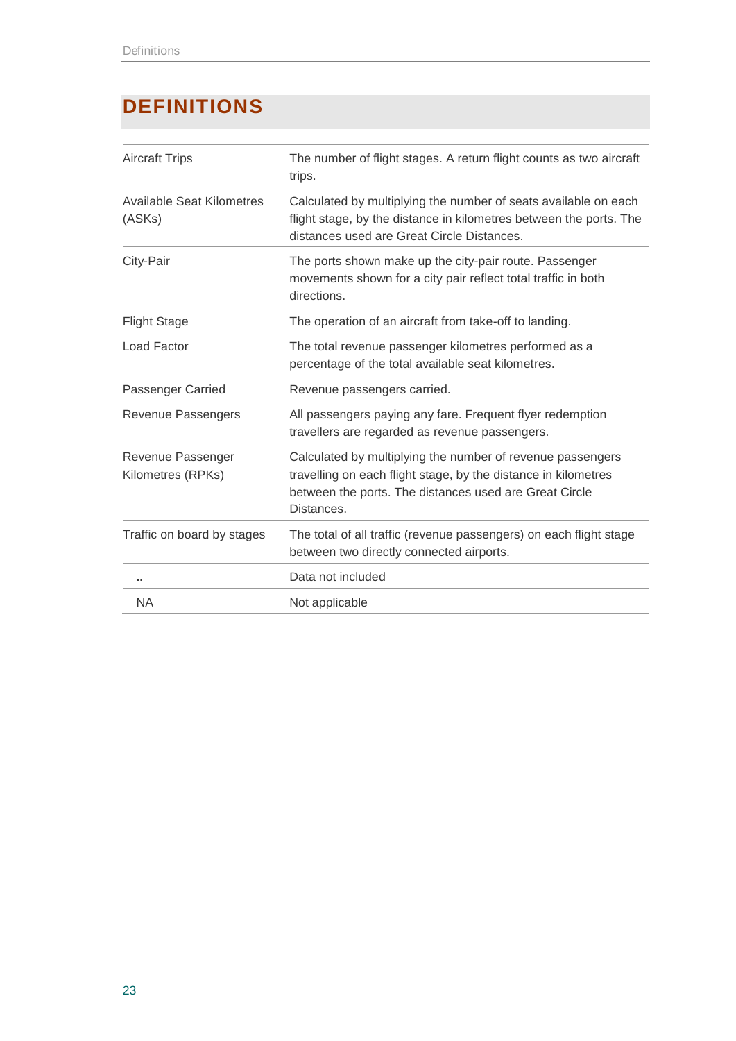# DEFINITIONS

| | |
|---|---|
| Aircraft Trips | The number of flight stages. A return flight counts as two aircraft trips. |
| Available Seat Kilometres (ASKs) | Calculated by multiplying the number of seats available on each flight stage, by the distance in kilometres between the ports. The distances used are Great Circle Distances. |
| City-Pair | The ports shown make up the city-pair route. Passenger movements shown for a city pair reflect total traffic in both directions. |
| Flight Stage | The operation of an aircraft from take-off to landing. |
| Load Factor | The total revenue passenger kilometres performed as a percentage of the total available seat kilometres. |
| Passenger Carried | Revenue passengers carried. |
| Revenue Passengers | All passengers paying any fare. Frequent flyer redemption travellers are regarded as revenue passengers. |
| Revenue Passenger Kilometres (RPKs) | Calculated by multiplying the number of revenue passengers travelling on each flight stage, by the distance in kilometres between the ports. The distances used are Great Circle Distances. |
| Traffic on board by stages | The total of all traffic (revenue passengers) on each flight stage between two directly connected airports. |
| .. | Data not included |
| NA | Not applicable |